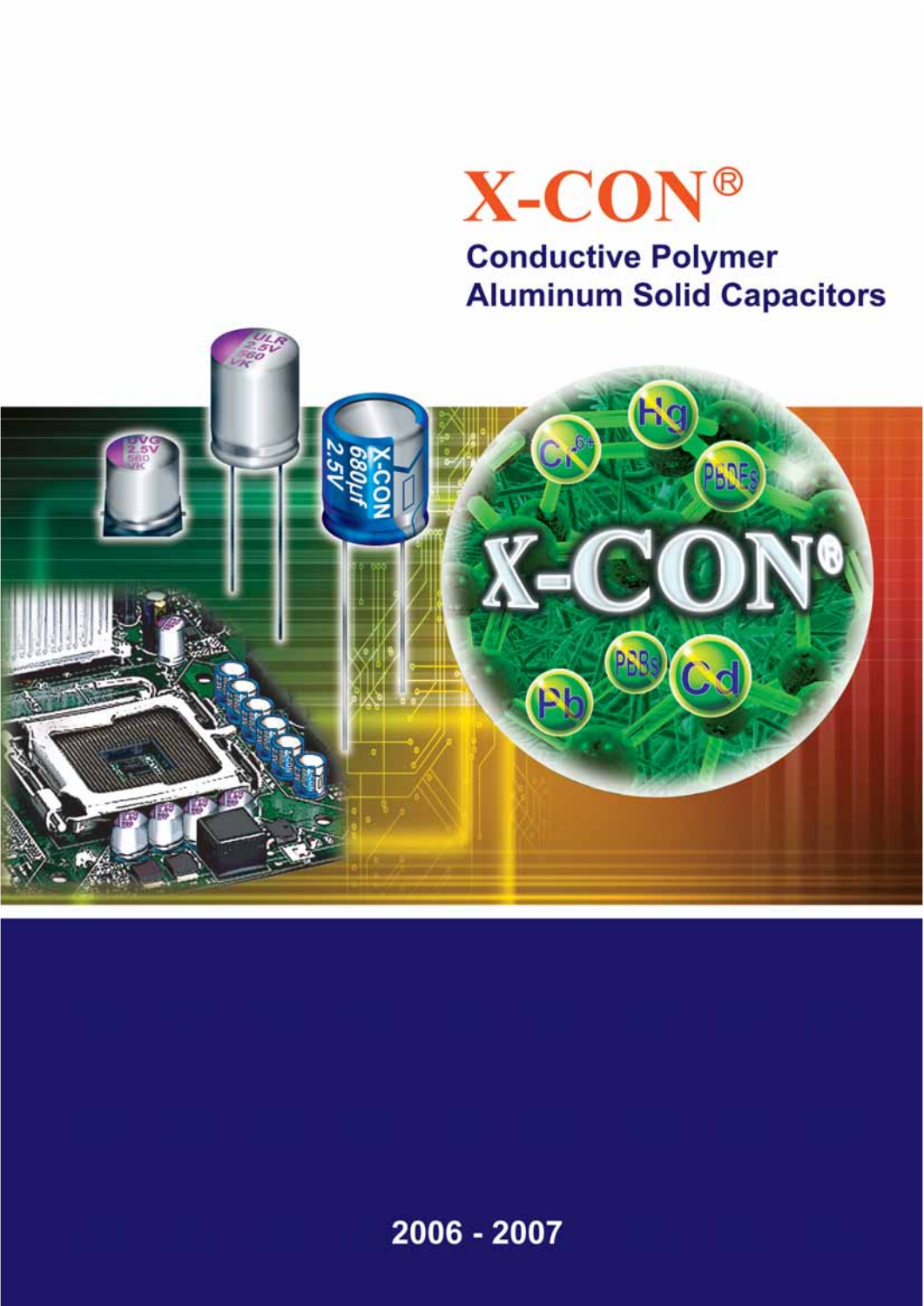# X-CON®

## Conductive Polymer Aluminum Solid Capacitors

2006 - 2007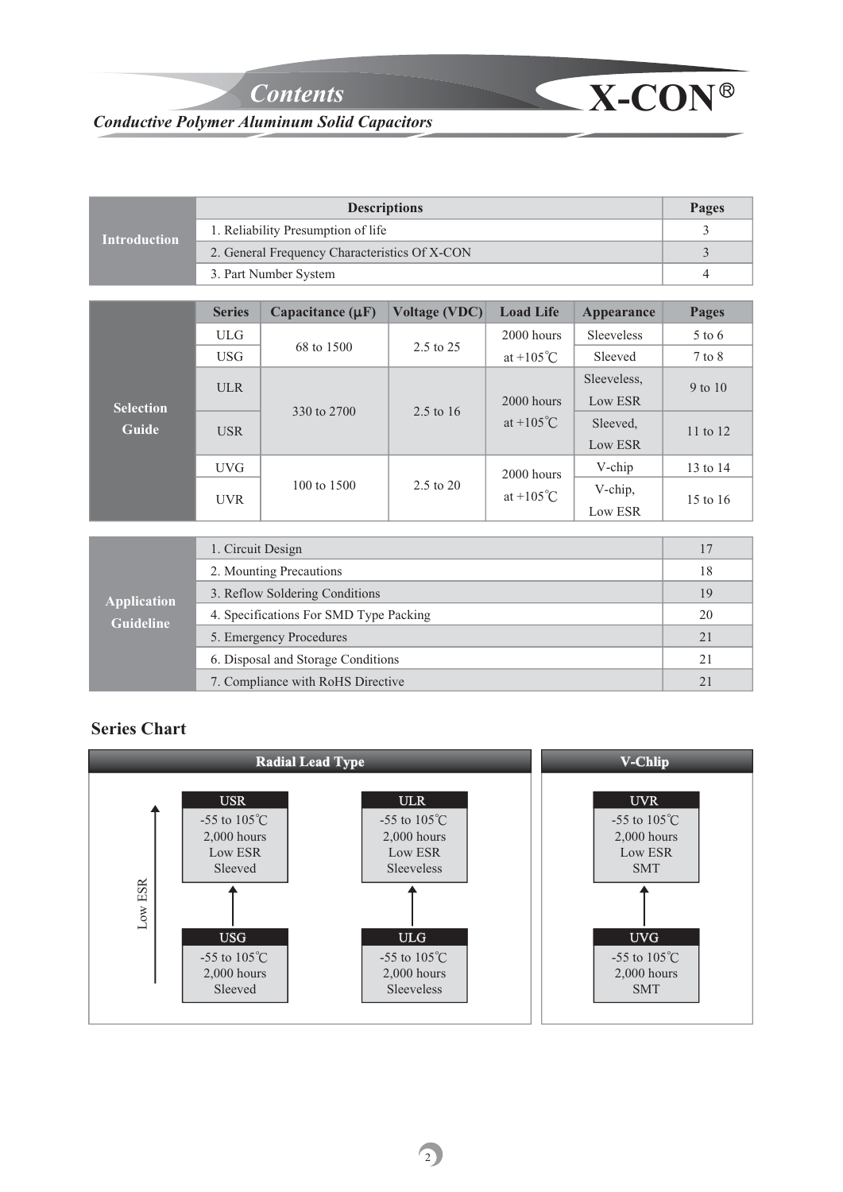# Contents

*Conductive Polymer Aluminum Solid Capacitors*

X-CON®

| | Descriptions | Pages |
|---|---|---|
| Introduction | 1. Reliability Presumption of life | 3 |
| | 2. General Frequency Characteristics Of X-CON | 3 |
| | 3. Part Number System | 4 |

| | Series | Capacitance (µF) | Voltage (VDC) | Load Life | Appearance | Pages |
|---|---|---|---|---|---|---|
| Selection Guide | ULG | 68 to 1500 | 2.5 to 25 | 2000 hours at +105℃ | Sleeveless | 5 to 6 |
| | USG | | | | Sleeved | 7 to 8 |
| | ULR | 330 to 2700 | 2.5 to 16 | 2000 hours at +105℃ | Sleeveless, Low ESR | 9 to 10 |
| | USR | | | | Sleeved, Low ESR | 11 to 12 |
| | UVG | 100 to 1500 | 2.5 to 20 | 2000 hours at +105℃ | V-chip | 13 to 14 |
| | UVR | | | | V-chip, Low ESR | 15 to 16 |

| | | |
|---|---|---|
| Application Guideline | 1. Circuit Design | 17 |
| | 2. Mounting Precautions | 18 |
| | 3. Reflow Soldering Conditions | 19 |
| | 4. Specifications For SMD Type Packing | 20 |
| | 5. Emergency Procedures | 21 |
| | 6. Disposal and Storage Conditions | 21 |
| | 7. Compliance with RoHS Directive | 21 |

## Series Chart

**Radial Lead Type** (Low ESR ↑)

| USG → USR | ULG → ULR |
|---|---|
| **USR**: -55 to 105℃, 2,000 hours, Low ESR, Sleeved | **ULR**: -55 to 105℃, 2,000 hours, Low ESR, Sleeveless |
| **USG**: -55 to 105℃, 2,000 hours, Sleeved | **ULG**: -55 to 105℃, 2,000 hours, Sleeveless |

**V-Chlip**

| UVG → UVR |
|---|
| **UVR**: -55 to 105℃, 2,000 hours, Low ESR, SMT |
| **UVG**: -55 to 105℃, 2,000 hours, SMT |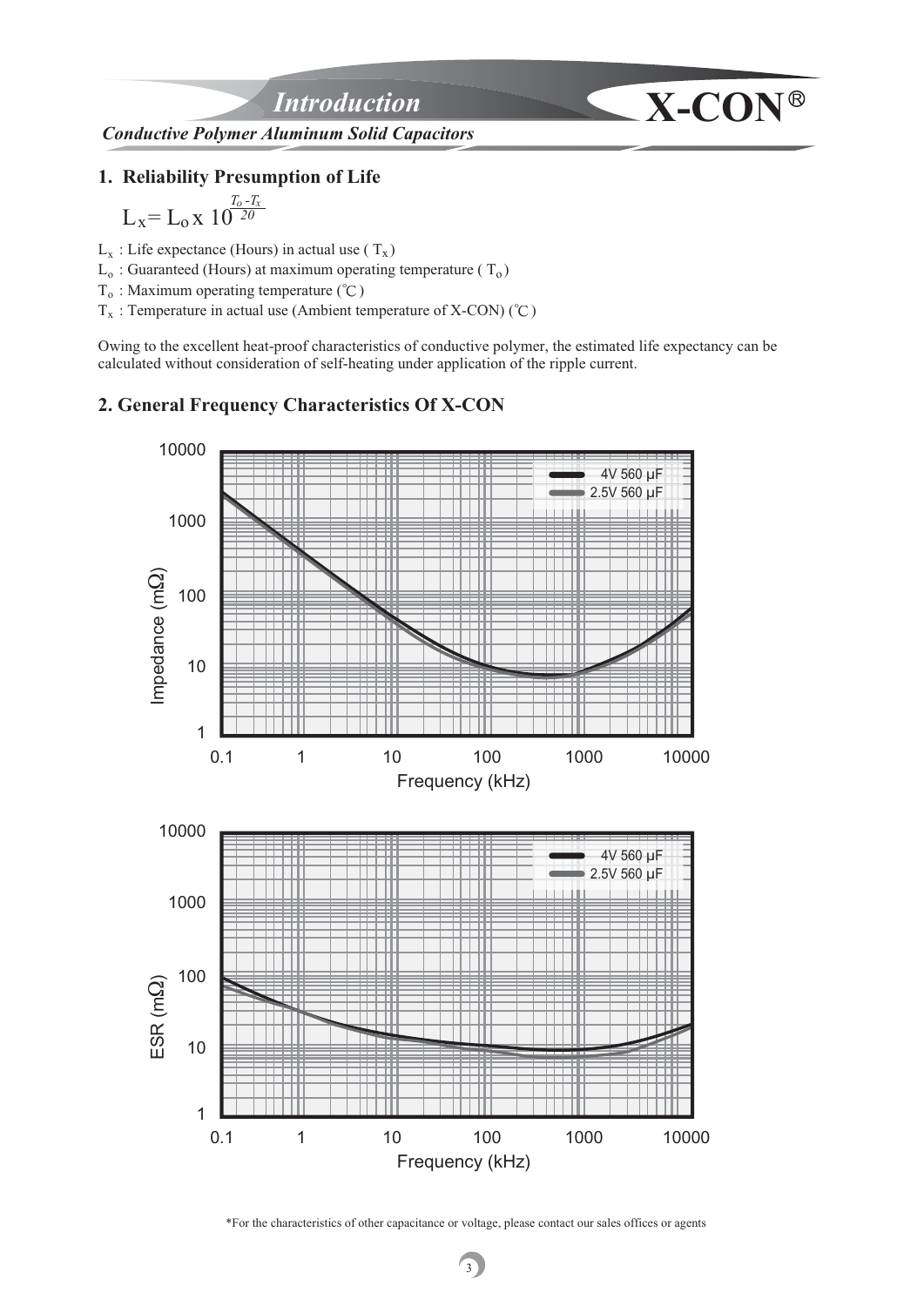## 1. Reliability Presumption of Life

$$L_x = L_o \times 10^{\frac{T_o - T_x}{20}}$$

$L_x$ : Life expectance (Hours) in actual use ( $T_x$ )

$L_o$ : Guaranteed (Hours) at maximum operating temperature ( $T_o$ )

$T_o$ : Maximum operating temperature (℃)

$T_x$ : Temperature in actual use (Ambient temperature of X-CON) (℃)

Owing to the excellent heat-proof characteristics of conductive polymer, the estimated life expectancy can be calculated without consideration of self-heating under application of the ripple current.

## 2. General Frequency Characteristics Of X-CON

\*For the characteristics of other capacitance or voltage, please contact our sales offices or agents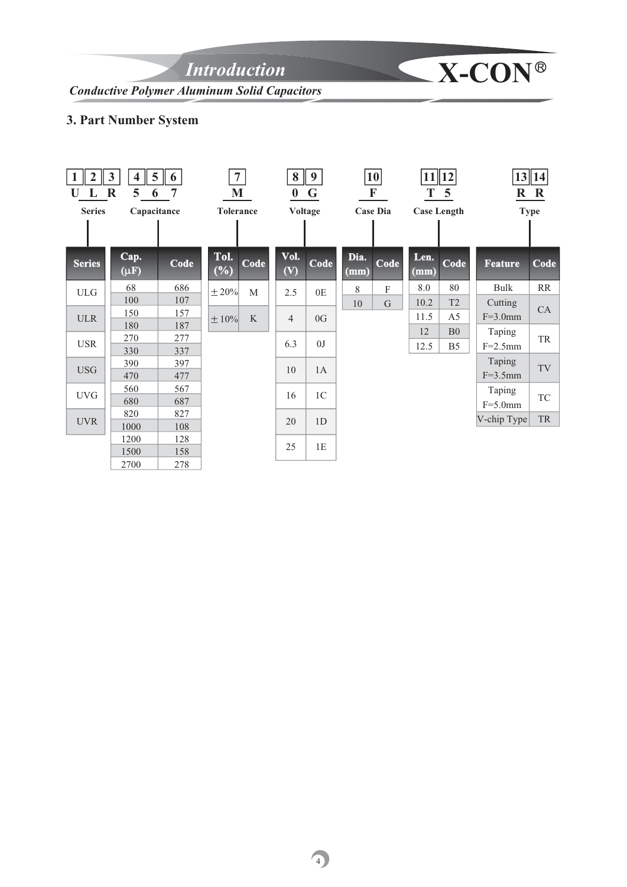## 3. Part Number System

| 1 | 2 | 3 | 4 | 5 | 6 | 7 | 8 | 9 | 10 | 11 | 12 | 13 | 14 |
|---|---|---|---|---|---|---|---|---|---|---|---|---|---|
| U | L | R | 5 | 6 | 7 | M | 0 | G | F | T | 5 | R | R |
| Series | | | Capacitance | | | Tolerance | Voltage | | Case Dia | Case Length | | Type | |

| Series |
|---|
| ULG |
| ULR |
| USR |
| USG |
| UVG |
| UVR |

| Cap. (μF) | Code |
|---|---|
| 68 | 686 |
| 100 | 107 |
| 150 | 157 |
| 180 | 187 |
| 270 | 277 |
| 330 | 337 |
| 390 | 397 |
| 470 | 477 |
| 560 | 567 |
| 680 | 687 |
| 820 | 827 |
| 1000 | 108 |
| 1200 | 128 |
| 1500 | 158 |
| 2700 | 278 |

| Tol. (%) | Code |
|---|---|
| ±20% | M |
| ±10% | K |

| Vol. (V) | Code |
|---|---|
| 2.5 | 0E |
| 4 | 0G |
| 6.3 | 0J |
| 10 | 1A |
| 16 | 1C |
| 20 | 1D |
| 25 | 1E |

| Dia. (mm) | Code |
|---|---|
| 8 | F |
| 10 | G |

| Len. (mm) | Code |
|---|---|
| 8.0 | 80 |
| 10.2 | T2 |
| 11.5 | A5 |
| 12 | B0 |
| 12.5 | B5 |

| Feature | Code |
|---|---|
| Bulk | RR |
| Cutting F=3.0mm | CA |
| Taping F=2.5mm | TR |
| Taping F=3.5mm | TV |
| Taping F=5.0mm | TC |
| V-chip Type | TR |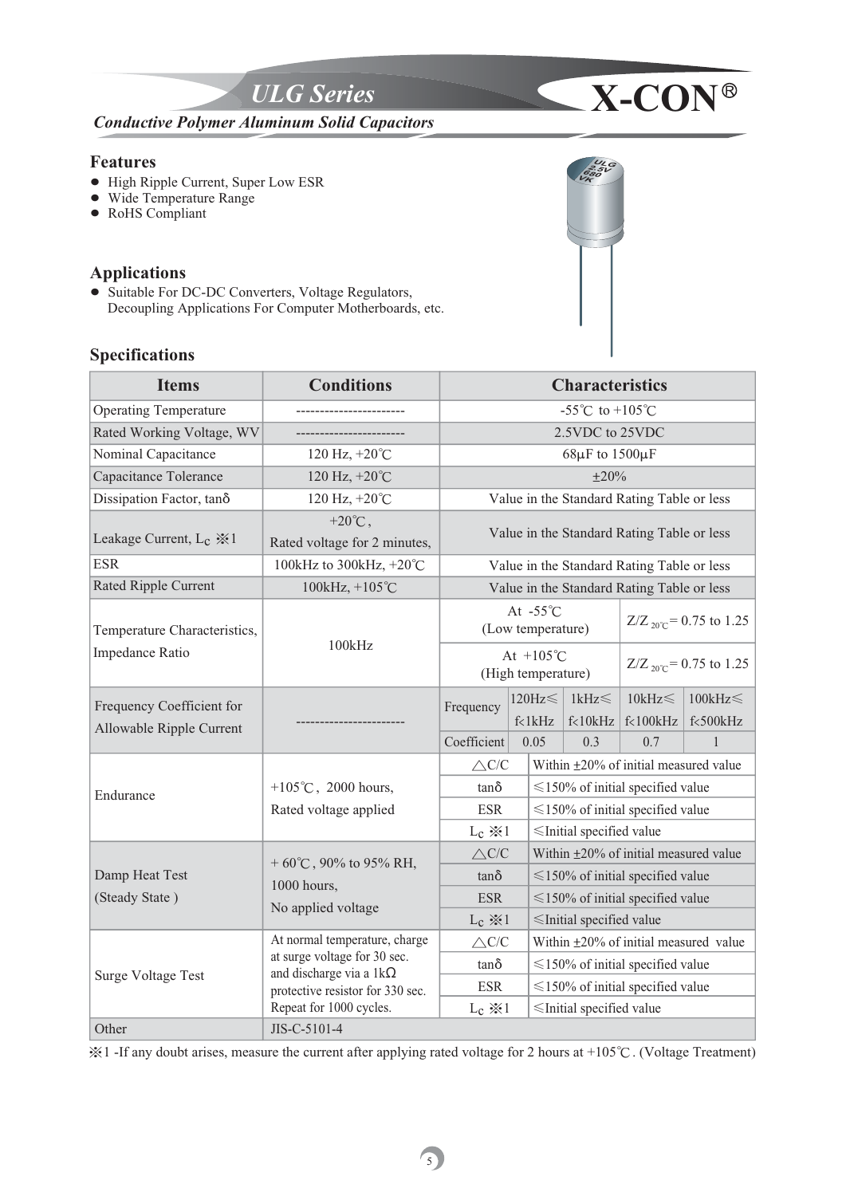# ULG Series

**X-CON®**

***Conductive Polymer Aluminum Solid Capacitors***

## Features

- High Ripple Current, Super Low ESR
- Wide Temperature Range
- RoHS Compliant

## Applications

- Suitable For DC-DC Converters, Voltage Regulators, Decoupling Applications For Computer Motherboards, etc.

## Specifications

| Items | Conditions | Characteristics | | | |
|---|---|---|---|---|---|
| Operating Temperature | ----------------------- | -55℃ to +105℃ | | | |
| Rated Working Voltage, WV | ----------------------- | 2.5VDC to 25VDC | | | |
| Nominal Capacitance | 120 Hz, +20℃ | 68μF to 1500μF | | | |
| Capacitance Tolerance | 120 Hz, +20℃ | ±20% | | | |
| Dissipation Factor, tanδ | 120 Hz, +20℃ | Value in the Standard Rating Table or less | | | |
| Leakage Current, $L_C$ ※1 | +20℃, Rated voltage for 2 minutes, | Value in the Standard Rating Table or less | | | |
| ESR | 100kHz to 300kHz, +20℃ | Value in the Standard Rating Table or less | | | |
| Rated Ripple Current | 100kHz, +105℃ | Value in the Standard Rating Table or less | | | |
| Temperature Characteristics, Impedance Ratio | 100kHz | At -55℃ (Low temperature) | $Z/Z_{20℃}$ = 0.75 to 1.25 | | |
| | | At +105℃ (High temperature) | $Z/Z_{20℃}$ = 0.75 to 1.25 | | |
| Frequency Coefficient for Allowable Ripple Current | ----------------------- | Frequency | 120Hz≤ f<1kHz | 1kHz≤ f<10kHz | 10kHz≤ f<100kHz | 100kHz≤ f<500kHz |
| | | Coefficient | 0.05 | 0.3 | 0.7 | 1 |
| Endurance | +105℃, 2000 hours, Rated voltage applied | △C/C | Within ±20% of initial measured value | | |
| | | tanδ | ≤150% of initial specified value | | |
| | | ESR | ≤150% of initial specified value | | |
| | | $L_C$ ※1 | ≤Initial specified value | | |
| Damp Heat Test (Steady State) | + 60℃, 90% to 95% RH, 1000 hours, No applied voltage | △C/C | Within ±20% of initial measured value | | |
| | | tanδ | ≤150% of initial specified value | | |
| | | ESR | ≤150% of initial specified value | | |
| | | $L_C$ ※1 | ≤Initial specified value | | |
| Surge Voltage Test | At normal temperature, charge at surge voltage for 30 sec. and discharge via a 1kΩ protective resistor for 330 sec. Repeat for 1000 cycles. | △C/C | Within ±20% of initial measured value | | |
| | | tanδ | ≤150% of initial specified value | | |
| | | ESR | ≤150% of initial specified value | | |
| | | $L_C$ ※1 | ≤Initial specified value | | |
| Other | JIS-C-5101-4 | | | | |

※1 -If any doubt arises, measure the current after applying rated voltage for 2 hours at +105℃. (Voltage Treatment)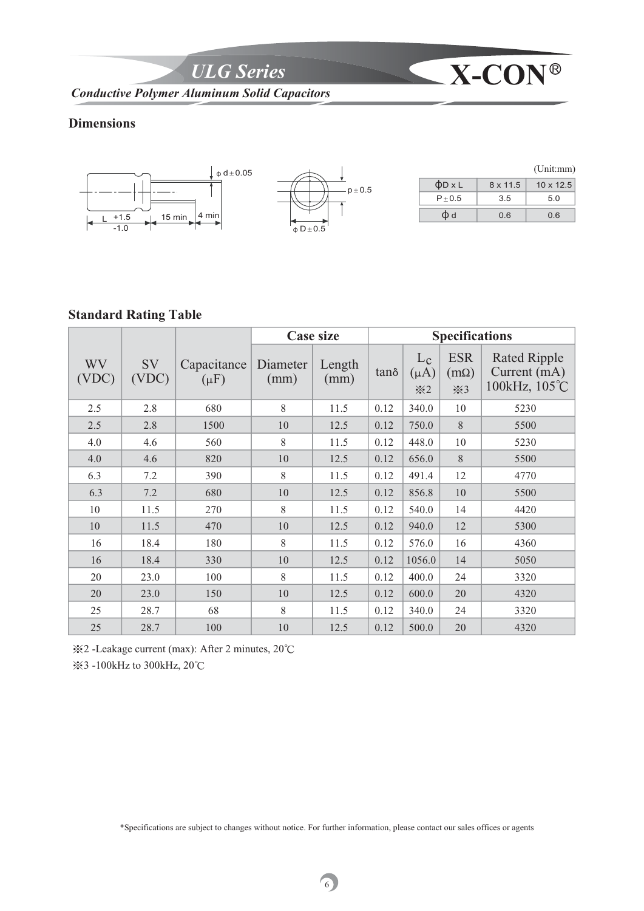## Dimensions

(Unit:mm)

| ϕD x L | 8 x 11.5 | 10 x 12.5 |
|---|---|---|
| P ± 0.5 | 3.5 | 5.0 |
| ϕ d | 0.6 | 0.6 |

## Standard Rating Table

| WV (VDC) | SV (VDC) | Capacitance (μF) | Case size | | Specifications | | | |
|---|---|---|---|---|---|---|---|---|
| | | | Diameter (mm) | Length (mm) | tanδ | Lc (μA) ※2 | ESR (mΩ) ※3 | Rated Ripple Current (mA) 100kHz, 105℃ |
| 2.5 | 2.8 | 680 | 8 | 11.5 | 0.12 | 340.0 | 10 | 5230 |
| 2.5 | 2.8 | 1500 | 10 | 12.5 | 0.12 | 750.0 | 8 | 5500 |
| 4.0 | 4.6 | 560 | 8 | 11.5 | 0.12 | 448.0 | 10 | 5230 |
| 4.0 | 4.6 | 820 | 10 | 12.5 | 0.12 | 656.0 | 8 | 5500 |
| 6.3 | 7.2 | 390 | 8 | 11.5 | 0.12 | 491.4 | 12 | 4770 |
| 6.3 | 7.2 | 680 | 10 | 12.5 | 0.12 | 856.8 | 10 | 5500 |
| 10 | 11.5 | 270 | 8 | 11.5 | 0.12 | 540.0 | 14 | 4420 |
| 10 | 11.5 | 470 | 10 | 12.5 | 0.12 | 940.0 | 12 | 5300 |
| 16 | 18.4 | 180 | 8 | 11.5 | 0.12 | 576.0 | 16 | 4360 |
| 16 | 18.4 | 330 | 10 | 12.5 | 0.12 | 1056.0 | 14 | 5050 |
| 20 | 23.0 | 100 | 8 | 11.5 | 0.12 | 400.0 | 24 | 3320 |
| 20 | 23.0 | 150 | 10 | 12.5 | 0.12 | 600.0 | 20 | 4320 |
| 25 | 28.7 | 68 | 8 | 11.5 | 0.12 | 340.0 | 24 | 3320 |
| 25 | 28.7 | 100 | 10 | 12.5 | 0.12 | 500.0 | 20 | 4320 |

※2 -Leakage current (max): After 2 minutes, 20℃

※3 -100kHz to 300kHz, 20℃

*Specifications are subject to changes without notice. For further information, please contact our sales offices or agents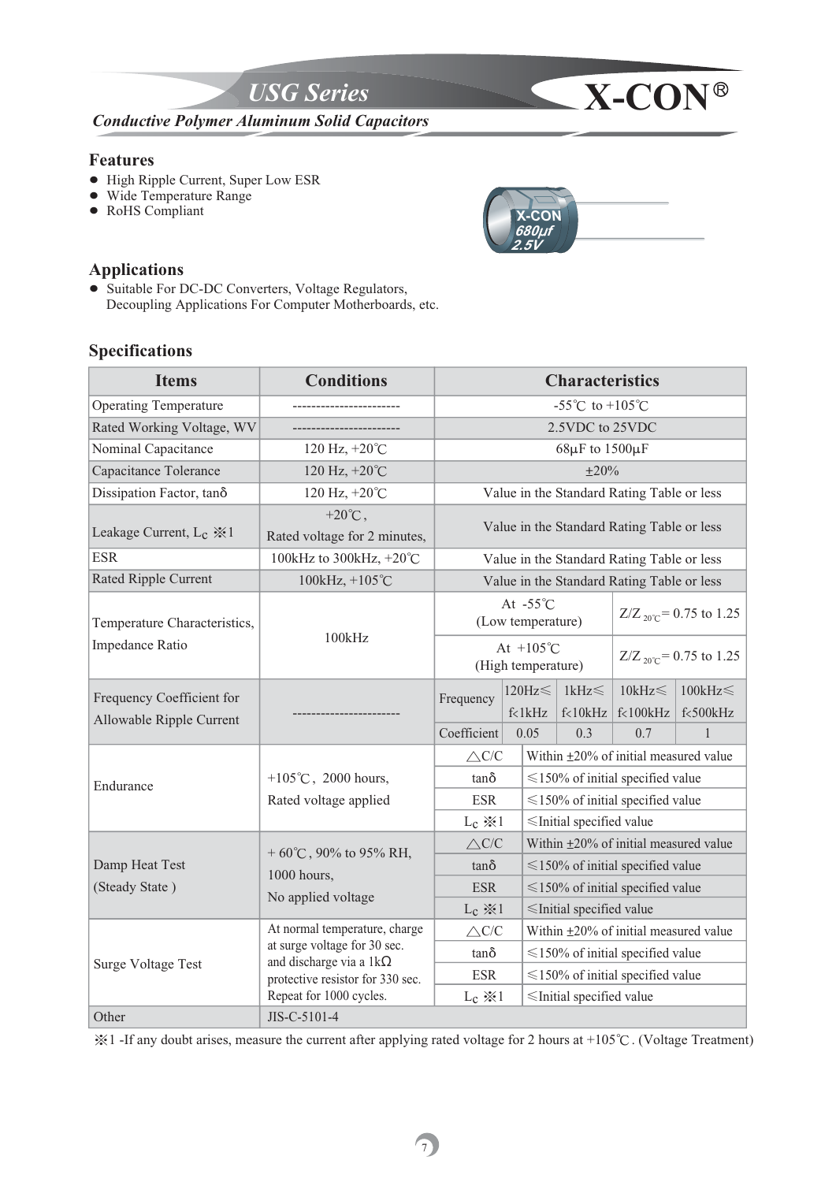# USG Series

**X-CON®**

***Conductive Polymer Aluminum Solid Capacitors***

## Features

- High Ripple Current, Super Low ESR
- Wide Temperature Range
- RoHS Compliant

## Applications

- Suitable For DC-DC Converters, Voltage Regulators, Decoupling Applications For Computer Motherboards, etc.

## Specifications

| Items | Conditions | Characteristics | | | | |
|---|---|---|---|---|---|---|
| Operating Temperature | ----------------------- | -55℃ to +105℃ | | | | |
| Rated Working Voltage, WV | ----------------------- | 2.5VDC to 25VDC | | | | |
| Nominal Capacitance | 120 Hz, +20℃ | 68μF to 1500μF | | | | |
| Capacitance Tolerance | 120 Hz, +20℃ | ±20% | | | | |
| Dissipation Factor, tanδ | 120 Hz, +20℃ | Value in the Standard Rating Table or less | | | | |
| Leakage Current, $L_C$ ※1 | +20℃, Rated voltage for 2 minutes, | Value in the Standard Rating Table or less | | | | |
| ESR | 100kHz to 300kHz, +20℃ | Value in the Standard Rating Table or less | | | | |
| Rated Ripple Current | 100kHz, +105℃ | Value in the Standard Rating Table or less | | | | |
| Temperature Characteristics, Impedance Ratio | 100kHz | At -55℃ (Low temperature) | $Z/Z_{20℃}$ = 0.75 to 1.25 | | | |
| | | At +105℃ (High temperature) | $Z/Z_{20℃}$ = 0.75 to 1.25 | | | |
| Frequency Coefficient for Allowable Ripple Current | ----------------------- | Frequency | 120Hz≤ f<1kHz | 1kHz≤ f<10kHz | 10kHz≤ f<100kHz | 100kHz≤ f<500kHz |
| | | Coefficient | 0.05 | 0.3 | 0.7 | 1 |
| Endurance | +105℃, 2000 hours, Rated voltage applied | △C/C | Within ±20% of initial measured value | | | |
| | | tanδ | ≤150% of initial specified value | | | |
| | | ESR | ≤150% of initial specified value | | | |
| | | $L_C$ ※1 | ≤Initial specified value | | | |
| Damp Heat Test (Steady State) | + 60℃, 90% to 95% RH, 1000 hours, No applied voltage | △C/C | Within ±20% of initial measured value | | | |
| | | tanδ | ≤150% of initial specified value | | | |
| | | ESR | ≤150% of initial specified value | | | |
| | | $L_C$ ※1 | ≤Initial specified value | | | |
| Surge Voltage Test | At normal temperature, charge at surge voltage for 30 sec. and discharge via a 1kΩ protective resistor for 330 sec. Repeat for 1000 cycles. | △C/C | Within ±20% of initial measured value | | | |
| | | tanδ | ≤150% of initial specified value | | | |
| | | ESR | ≤150% of initial specified value | | | |
| | | $L_C$ ※1 | ≤Initial specified value | | | |
| Other | JIS-C-5101-4 | | | | | |

※1 -If any doubt arises, measure the current after applying rated voltage for 2 hours at +105℃. (Voltage Treatment)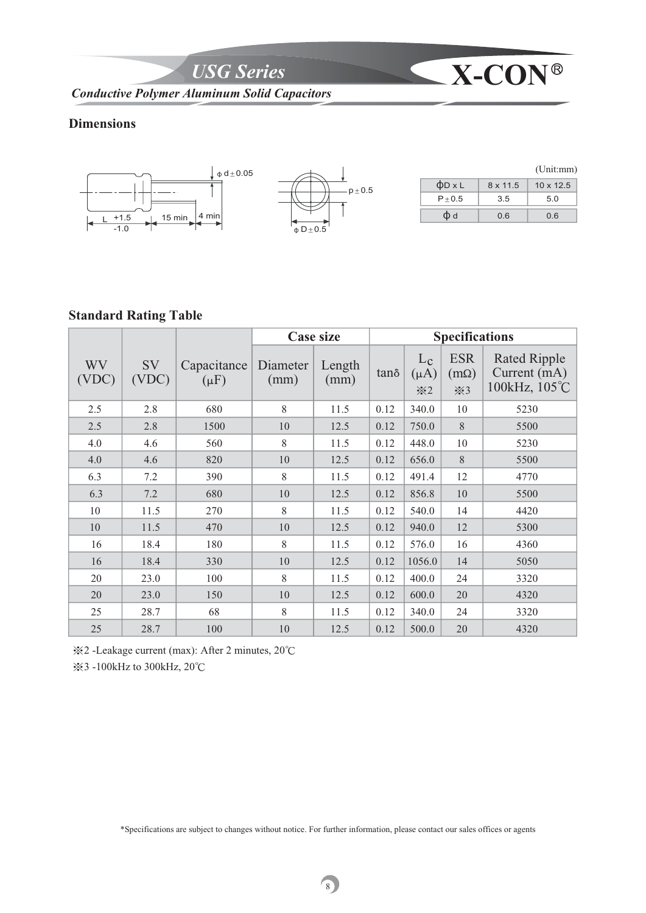## USG Series

*Conductive Polymer Aluminum Solid Capacitors*

### Dimensions

(Unit:mm)

| ϕD x L | 8 x 11.5 | 10 x 12.5 |
|---|---|---|
| P ± 0.5 | 3.5 | 5.0 |
| ϕ d | 0.6 | 0.6 |

### Standard Rating Table

| WV (VDC) | SV (VDC) | Capacitance (μF) | Case size | | Specifications | | | |
|---|---|---|---|---|---|---|---|---|
| | | | Diameter (mm) | Length (mm) | tanδ | Lc (μA) ※2 | ESR (mΩ) ※3 | Rated Ripple Current (mA) 100kHz, 105℃ |
| 2.5 | 2.8 | 680 | 8 | 11.5 | 0.12 | 340.0 | 10 | 5230 |
| 2.5 | 2.8 | 1500 | 10 | 12.5 | 0.12 | 750.0 | 8 | 5500 |
| 4.0 | 4.6 | 560 | 8 | 11.5 | 0.12 | 448.0 | 10 | 5230 |
| 4.0 | 4.6 | 820 | 10 | 12.5 | 0.12 | 656.0 | 8 | 5500 |
| 6.3 | 7.2 | 390 | 8 | 11.5 | 0.12 | 491.4 | 12 | 4770 |
| 6.3 | 7.2 | 680 | 10 | 12.5 | 0.12 | 856.8 | 10 | 5500 |
| 10 | 11.5 | 270 | 8 | 11.5 | 0.12 | 540.0 | 14 | 4420 |
| 10 | 11.5 | 470 | 10 | 12.5 | 0.12 | 940.0 | 12 | 5300 |
| 16 | 18.4 | 180 | 8 | 11.5 | 0.12 | 576.0 | 16 | 4360 |
| 16 | 18.4 | 330 | 10 | 12.5 | 0.12 | 1056.0 | 14 | 5050 |
| 20 | 23.0 | 100 | 8 | 11.5 | 0.12 | 400.0 | 24 | 3320 |
| 20 | 23.0 | 150 | 10 | 12.5 | 0.12 | 600.0 | 20 | 4320 |
| 25 | 28.7 | 68 | 8 | 11.5 | 0.12 | 340.0 | 24 | 3320 |
| 25 | 28.7 | 100 | 10 | 12.5 | 0.12 | 500.0 | 20 | 4320 |

※2 -Leakage current (max): After 2 minutes, 20℃

※3 -100kHz to 300kHz, 20℃

*Specifications are subject to changes without notice. For further information, please contact our sales offices or agents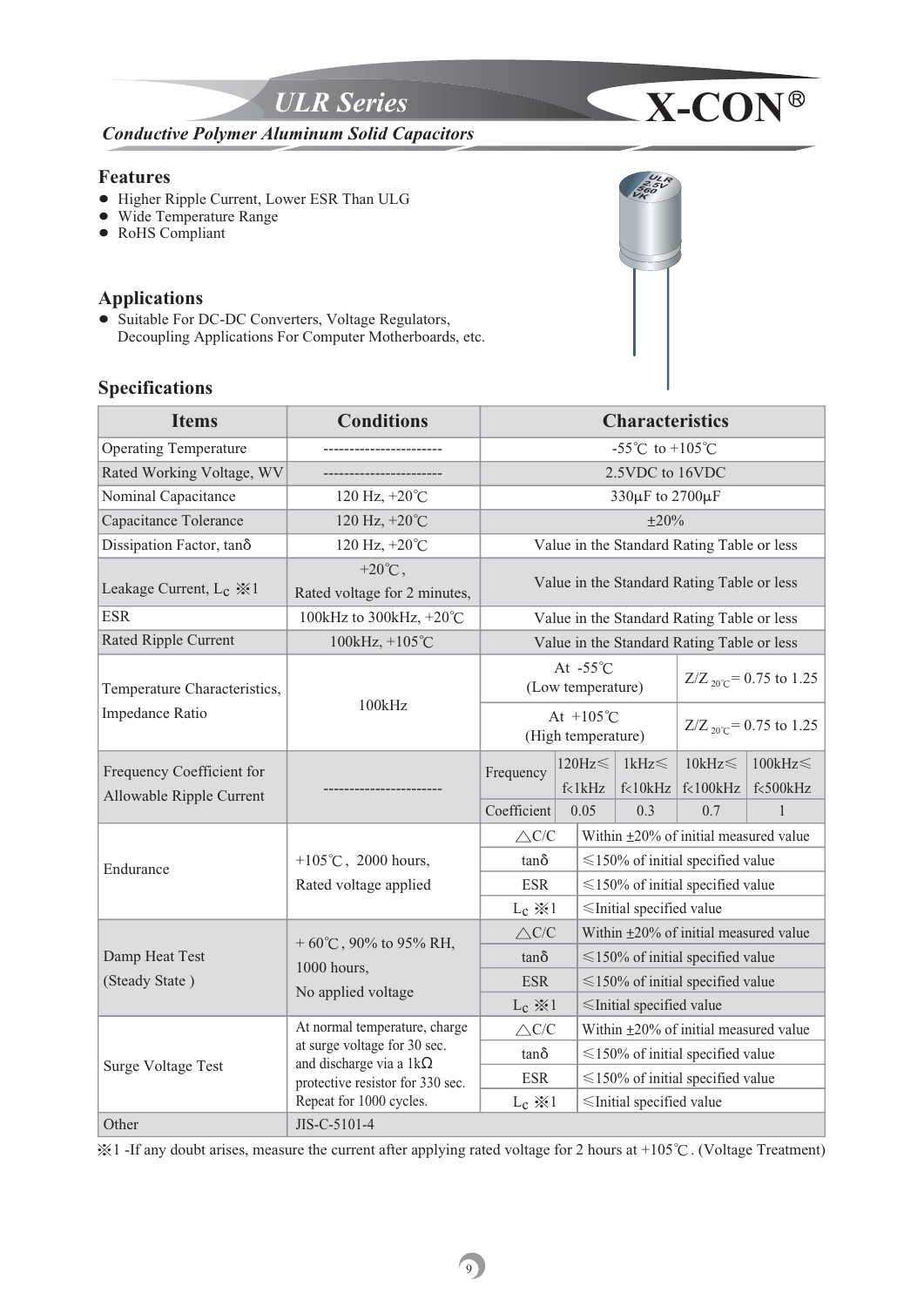## ULR Series

**X-CON®**

***Conductive Polymer Aluminum Solid Capacitors***

### Features

- Higher Ripple Current, Lower ESR Than ULG
- Wide Temperature Range
- RoHS Compliant

### Applications

- Suitable For DC-DC Converters, Voltage Regulators, Decoupling Applications For Computer Motherboards, etc.

### Specifications

| Items | Conditions | Characteristics | | | | |
|---|---|---|---|---|---|---|
| Operating Temperature | ---------------------- | -55℃ to +105℃ | | | | |
| Rated Working Voltage, WV | ---------------------- | 2.5VDC to 16VDC | | | | |
| Nominal Capacitance | 120 Hz, +20℃ | 330μF to 2700μF | | | | |
| Capacitance Tolerance | 120 Hz, +20℃ | ±20% | | | | |
| Dissipation Factor, tanδ | 120 Hz, +20℃ | Value in the Standard Rating Table or less | | | | |
| Leakage Current, $L_C$ ※1 | +20℃, Rated voltage for 2 minutes, | Value in the Standard Rating Table or less | | | | |
| ESR | 100kHz to 300kHz, +20℃ | Value in the Standard Rating Table or less | | | | |
| Rated Ripple Current | 100kHz, +105℃ | Value in the Standard Rating Table or less | | | | |
| Temperature Characteristics, Impedance Ratio | 100kHz | At -55℃ (Low temperature) | | | $Z/Z_{20℃}$ = 0.75 to 1.25 | |
| | | At +105℃ (High temperature) | | | $Z/Z_{20℃}$ = 0.75 to 1.25 | |
| Frequency Coefficient for Allowable Ripple Current | ---------------------- | Frequency | 120Hz≤ f<1kHz | 1kHz≤ f<10kHz | 10kHz≤ f<100kHz | 100kHz≤ f<500kHz |
| | | Coefficient | 0.05 | 0.3 | 0.7 | 1 |
| Endurance | +105℃, 2000 hours, Rated voltage applied | △C/C | Within ±20% of initial measured value | | | |
| | | tanδ | ≤150% of initial specified value | | | |
| | | ESR | ≤150% of initial specified value | | | |
| | | $L_C$ ※1 | ≤Initial specified value | | | |
| Damp Heat Test (Steady State) | + 60℃, 90% to 95% RH, 1000 hours, No applied voltage | △C/C | Within ±20% of initial measured value | | | |
| | | tanδ | ≤150% of initial specified value | | | |
| | | ESR | ≤150% of initial specified value | | | |
| | | $L_C$ ※1 | ≤Initial specified value | | | |
| Surge Voltage Test | At normal temperature, charge at surge voltage for 30 sec. and discharge via a 1kΩ protective resistor for 330 sec. Repeat for 1000 cycles. | △C/C | Within ±20% of initial measured value | | | |
| | | tanδ | ≤150% of initial specified value | | | |
| | | ESR | ≤150% of initial specified value | | | |
| | | $L_C$ ※1 | ≤Initial specified value | | | |
| Other | JIS-C-5101-4 | | | | | |

※1 -If any doubt arises, measure the current after applying rated voltage for 2 hours at +105℃. (Voltage Treatment)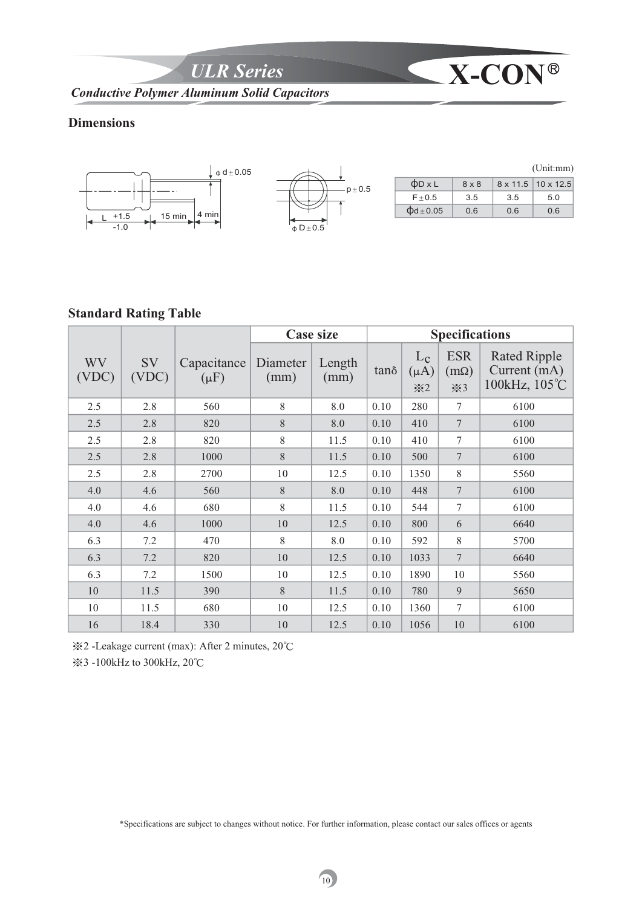## ULR Series

**X-CON®**

***Conductive Polymer Aluminum Solid Capacitors***

## Dimensions

φ d ± 0.05

L +1.5 -1.0 | 15 min | 4 min

p ± 0.5

φ D ± 0.5

(Unit:mm)

| φD x L | 8 x 8 | 8 x 11.5 | 10 x 12.5 |
|---|---|---|---|
| F ± 0.5 | 3.5 | 3.5 | 5.0 |
| φd ± 0.05 | 0.6 | 0.6 | 0.6 |

## Standard Rating Table

| WV (VDC) | SV (VDC) | Capacitance (μF) | Case size | | Specifications | | | |
|---|---|---|---|---|---|---|---|---|
| | | | Diameter (mm) | Length (mm) | tanδ | $L_C$ (μA) ※2 | ESR (mΩ) ※3 | Rated Ripple Current (mA) 100kHz, 105℃ |
| 2.5 | 2.8 | 560 | 8 | 8.0 | 0.10 | 280 | 7 | 6100 |
| 2.5 | 2.8 | 820 | 8 | 8.0 | 0.10 | 410 | 7 | 6100 |
| 2.5 | 2.8 | 820 | 8 | 11.5 | 0.10 | 410 | 7 | 6100 |
| 2.5 | 2.8 | 1000 | 8 | 11.5 | 0.10 | 500 | 7 | 6100 |
| 2.5 | 2.8 | 2700 | 10 | 12.5 | 0.10 | 1350 | 8 | 5560 |
| 4.0 | 4.6 | 560 | 8 | 8.0 | 0.10 | 448 | 7 | 6100 |
| 4.0 | 4.6 | 680 | 8 | 11.5 | 0.10 | 544 | 7 | 6100 |
| 4.0 | 4.6 | 1000 | 10 | 12.5 | 0.10 | 800 | 6 | 6640 |
| 6.3 | 7.2 | 470 | 8 | 8.0 | 0.10 | 592 | 8 | 5700 |
| 6.3 | 7.2 | 820 | 10 | 12.5 | 0.10 | 1033 | 7 | 6640 |
| 6.3 | 7.2 | 1500 | 10 | 12.5 | 0.10 | 1890 | 10 | 5560 |
| 10 | 11.5 | 390 | 8 | 11.5 | 0.10 | 780 | 9 | 5650 |
| 10 | 11.5 | 680 | 10 | 12.5 | 0.10 | 1360 | 7 | 6100 |
| 16 | 18.4 | 330 | 10 | 12.5 | 0.10 | 1056 | 10 | 6100 |

※2 -Leakage current (max): After 2 minutes, 20℃

※3 -100kHz to 300kHz, 20℃

*Specifications are subject to changes without notice. For further information, please contact our sales offices or agents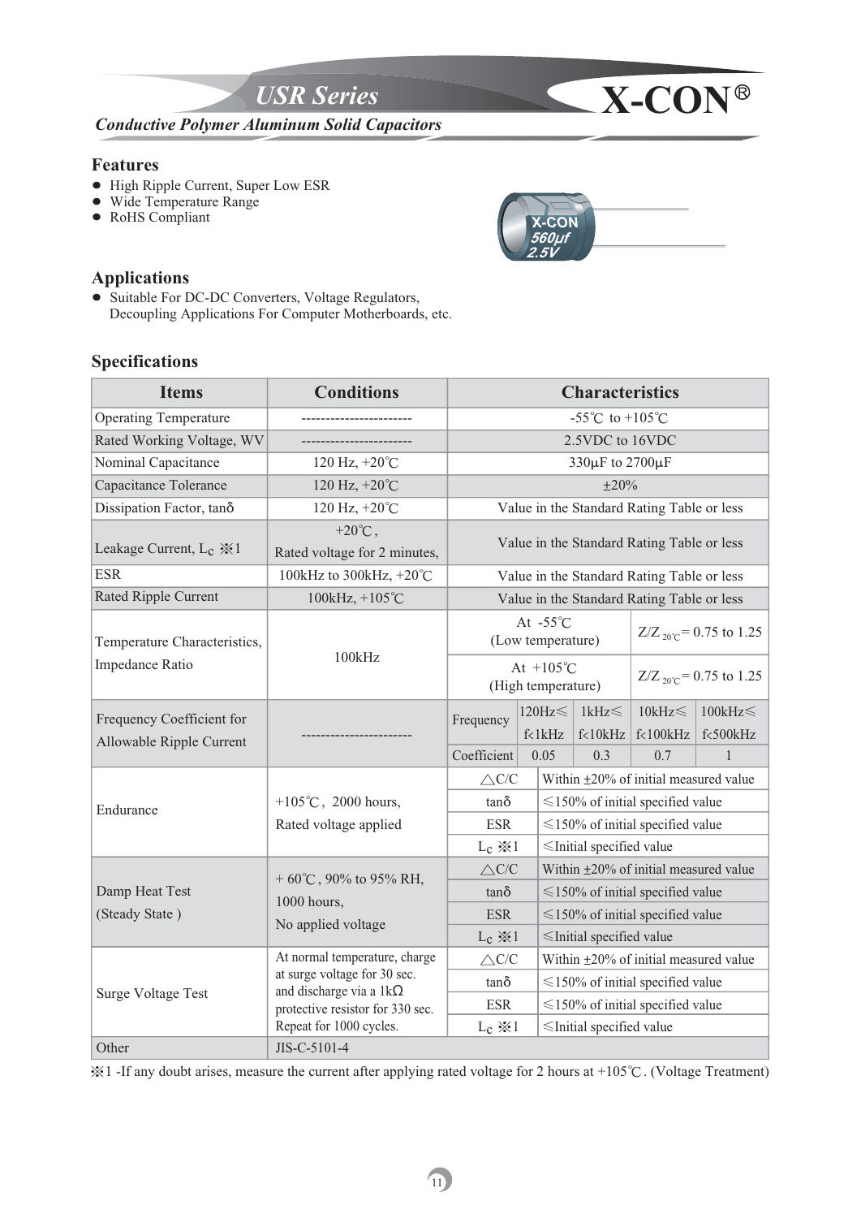# USR Series

**X-CON®**

***Conductive Polymer Aluminum Solid Capacitors***

## Features

- High Ripple Current, Super Low ESR
- Wide Temperature Range
- RoHS Compliant

## Applications

- Suitable For DC-DC Converters, Voltage Regulators, Decoupling Applications For Computer Motherboards, etc.

## Specifications

| Items | Conditions | Characteristics | | | | |
|---|---|---|---|---|---|---|
| Operating Temperature | ---------------------- | -55℃ to +105℃ | | | | |
| Rated Working Voltage, WV | ---------------------- | 2.5VDC to 16VDC | | | | |
| Nominal Capacitance | 120 Hz, +20℃ | 330μF to 2700μF | | | | |
| Capacitance Tolerance | 120 Hz, +20℃ | ±20% | | | | |
| Dissipation Factor, tanδ | 120 Hz, +20℃ | Value in the Standard Rating Table or less | | | | |
| Leakage Current, $L_C$ ※1 | +20℃, Rated voltage for 2 minutes, | Value in the Standard Rating Table or less | | | | |
| ESR | 100kHz to 300kHz, +20℃ | Value in the Standard Rating Table or less | | | | |
| Rated Ripple Current | 100kHz, +105℃ | Value in the Standard Rating Table or less | | | | |
| Temperature Characteristics, Impedance Ratio | 100kHz | At -55℃ (Low temperature) | $Z/Z_{20℃}$ = 0.75 to 1.25 | | | |
| | | At +105℃ (High temperature) | $Z/Z_{20℃}$ = 0.75 to 1.25 | | | |
| Frequency Coefficient for Allowable Ripple Current | ---------------------- | Frequency | 120Hz≤ f<1kHz | 1kHz≤ f<10kHz | 10kHz≤ f<100kHz | 100kHz≤ f<500kHz |
| | | Coefficient | 0.05 | 0.3 | 0.7 | 1 |
| Endurance | +105℃, 2000 hours, Rated voltage applied | △C/C | Within ±20% of initial measured value | | | |
| | | tanδ | ≤150% of initial specified value | | | |
| | | ESR | ≤150% of initial specified value | | | |
| | | $L_C$ ※1 | ≤Initial specified value | | | |
| Damp Heat Test (Steady State) | + 60℃, 90% to 95% RH, 1000 hours, No applied voltage | △C/C | Within ±20% of initial measured value | | | |
| | | tanδ | ≤150% of initial specified value | | | |
| | | ESR | ≤150% of initial specified value | | | |
| | | $L_C$ ※1 | ≤Initial specified value | | | |
| Surge Voltage Test | At normal temperature, charge at surge voltage for 30 sec. and discharge via a 1kΩ protective resistor for 330 sec. Repeat for 1000 cycles. | △C/C | Within ±20% of initial measured value | | | |
| | | tanδ | ≤150% of initial specified value | | | |
| | | ESR | ≤150% of initial specified value | | | |
| | | $L_C$ ※1 | ≤Initial specified value | | | |
| Other | JIS-C-5101-4 | | | | | |

※1 -If any doubt arises, measure the current after applying rated voltage for 2 hours at +105℃. (Voltage Treatment)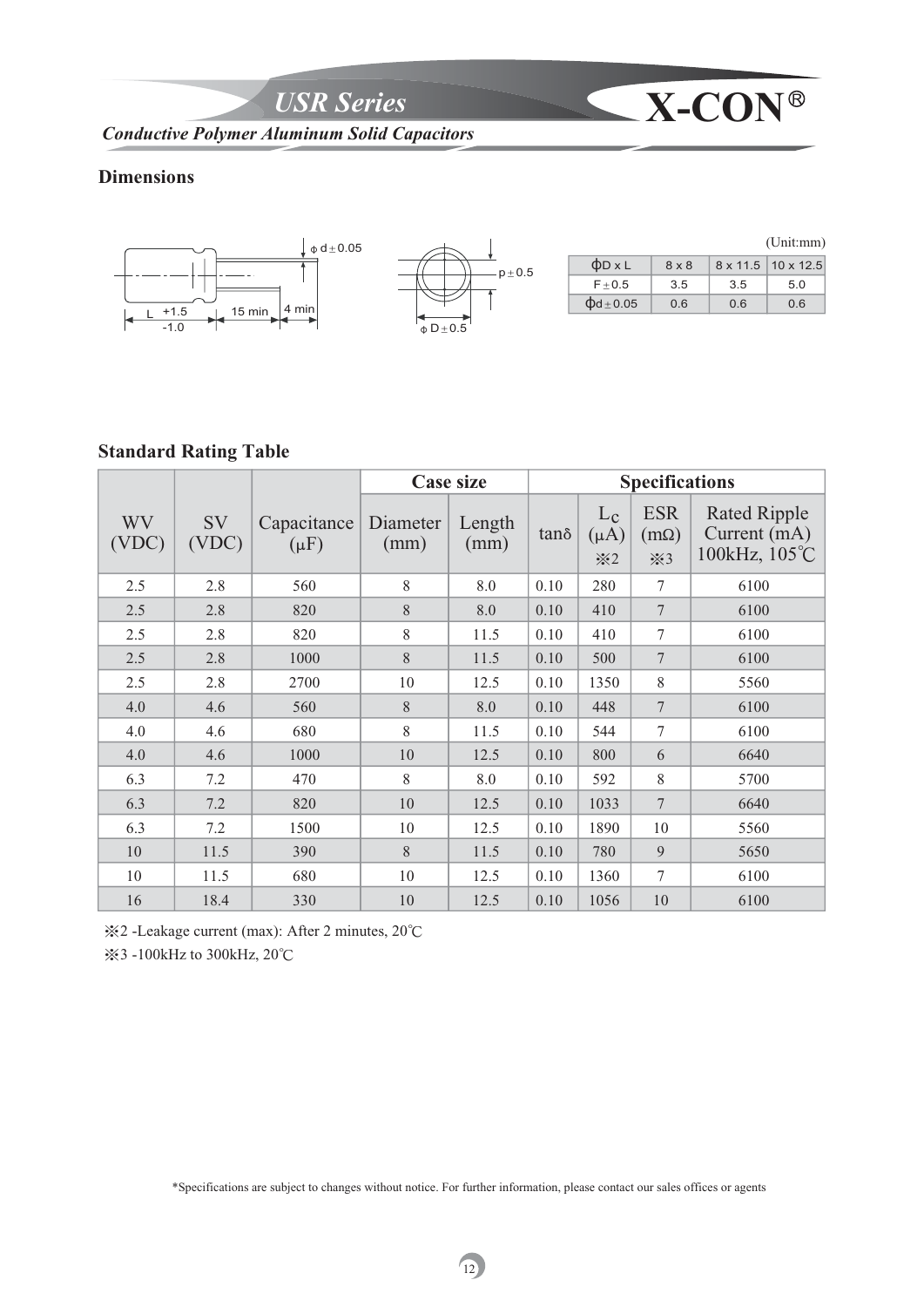## Dimensions

(Unit:mm)

| ϕD x L | 8 x 8 | 8 x 11.5 | 10 x 12.5 |
|---|---|---|---|
| F ± 0.5 | 3.5 | 3.5 | 5.0 |
| ϕd ± 0.05 | 0.6 | 0.6 | 0.6 |

## Standard Rating Table

| WV (VDC) | SV (VDC) | Capacitance (μF) | Case size | | Specifications | | | |
|---|---|---|---|---|---|---|---|---|
| | | | Diameter (mm) | Length (mm) | tanδ | $L_C$ (μA) ※2 | ESR (mΩ) ※3 | Rated Ripple Current (mA) 100kHz, 105℃ |
| 2.5 | 2.8 | 560 | 8 | 8.0 | 0.10 | 280 | 7 | 6100 |
| 2.5 | 2.8 | 820 | 8 | 8.0 | 0.10 | 410 | 7 | 6100 |
| 2.5 | 2.8 | 820 | 8 | 11.5 | 0.10 | 410 | 7 | 6100 |
| 2.5 | 2.8 | 1000 | 8 | 11.5 | 0.10 | 500 | 7 | 6100 |
| 2.5 | 2.8 | 2700 | 10 | 12.5 | 0.10 | 1350 | 8 | 5560 |
| 4.0 | 4.6 | 560 | 8 | 8.0 | 0.10 | 448 | 7 | 6100 |
| 4.0 | 4.6 | 680 | 8 | 11.5 | 0.10 | 544 | 7 | 6100 |
| 4.0 | 4.6 | 1000 | 10 | 12.5 | 0.10 | 800 | 6 | 6640 |
| 6.3 | 7.2 | 470 | 8 | 8.0 | 0.10 | 592 | 8 | 5700 |
| 6.3 | 7.2 | 820 | 10 | 12.5 | 0.10 | 1033 | 7 | 6640 |
| 6.3 | 7.2 | 1500 | 10 | 12.5 | 0.10 | 1890 | 10 | 5560 |
| 10 | 11.5 | 390 | 8 | 11.5 | 0.10 | 780 | 9 | 5650 |
| 10 | 11.5 | 680 | 10 | 12.5 | 0.10 | 1360 | 7 | 6100 |
| 16 | 18.4 | 330 | 10 | 12.5 | 0.10 | 1056 | 10 | 6100 |

※2 -Leakage current (max): After 2 minutes, 20℃

※3 -100kHz to 300kHz, 20℃

*Specifications are subject to changes without notice. For further information, please contact our sales offices or agents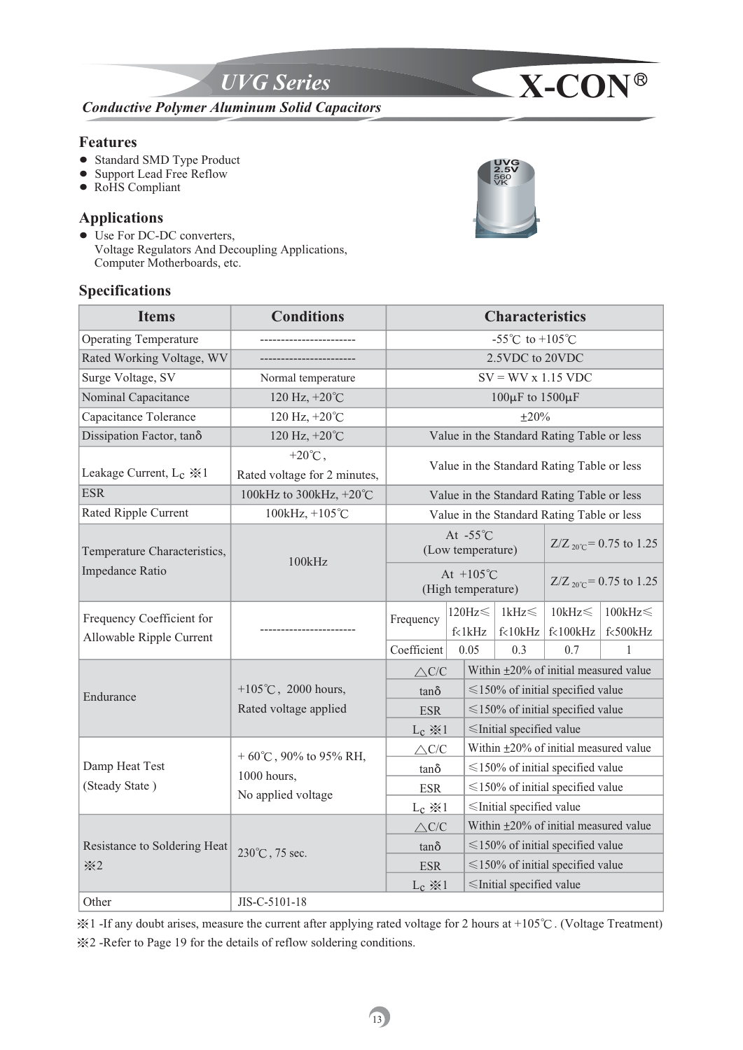# UVG Series

***Conductive Polymer Aluminum Solid Capacitors***

## Features

- Standard SMD Type Product
- Support Lead Free Reflow
- RoHS Compliant

## Applications

- Use For DC-DC converters, Voltage Regulators And Decoupling Applications, Computer Motherboards, etc.

## Specifications

| Items | Conditions | Characteristics | | | | |
|---|---|---|---|---|---|---|
| Operating Temperature | ----------------------- | -55℃ to +105℃ | | | | |
| Rated Working Voltage, WV | ----------------------- | 2.5VDC to 20VDC | | | | |
| Surge Voltage, SV | Normal temperature | SV = WV x 1.15 VDC | | | | |
| Nominal Capacitance | 120 Hz, +20℃ | 100μF to 1500μF | | | | |
| Capacitance Tolerance | 120 Hz, +20℃ | ±20% | | | | |
| Dissipation Factor, tanδ | 120 Hz, +20℃ | Value in the Standard Rating Table or less | | | | |
| Leakage Current, $L_C$ ※1 | +20℃, Rated voltage for 2 minutes, | Value in the Standard Rating Table or less | | | | |
| ESR | 100kHz to 300kHz, +20℃ | Value in the Standard Rating Table or less | | | | |
| Rated Ripple Current | 100kHz, +105℃ | Value in the Standard Rating Table or less | | | | |
| Temperature Characteristics, Impedance Ratio | 100kHz | At -55℃ (Low temperature) | $Z/Z_{20℃}$ = 0.75 to 1.25 | | | |
| | | At +105℃ (High temperature) | $Z/Z_{20℃}$ = 0.75 to 1.25 | | | |
| Frequency Coefficient for Allowable Ripple Current | ----------------------- | Frequency | 120Hz≤ f<1kHz | 1kHz≤ f<10kHz | 10kHz≤ f<100kHz | 100kHz≤ f<500kHz |
| | | Coefficient | 0.05 | 0.3 | 0.7 | 1 |
| Endurance | +105℃, 2000 hours, Rated voltage applied | △C/C | Within ±20% of initial measured value | | | |
| | | tanδ | ≤150% of initial specified value | | | |
| | | ESR | ≤150% of initial specified value | | | |
| | | $L_C$ ※1 | ≤Initial specified value | | | |
| Damp Heat Test (Steady State ) | + 60℃, 90% to 95% RH, 1000 hours, No applied voltage | △C/C | Within ±20% of initial measured value | | | |
| | | tanδ | ≤150% of initial specified value | | | |
| | | ESR | ≤150% of initial specified value | | | |
| | | $L_C$ ※1 | ≤Initial specified value | | | |
| Resistance to Soldering Heat ※2 | 230℃, 75 sec. | △C/C | Within ±20% of initial measured value | | | |
| | | tanδ | ≤150% of initial specified value | | | |
| | | ESR | ≤150% of initial specified value | | | |
| | | $L_C$ ※1 | ≤Initial specified value | | | |
| Other | JIS-C-5101-18 | | | | | |

※1 -If any doubt arises, measure the current after applying rated voltage for 2 hours at +105℃. (Voltage Treatment)

※2 -Refer to Page 19 for the details of reflow soldering conditions.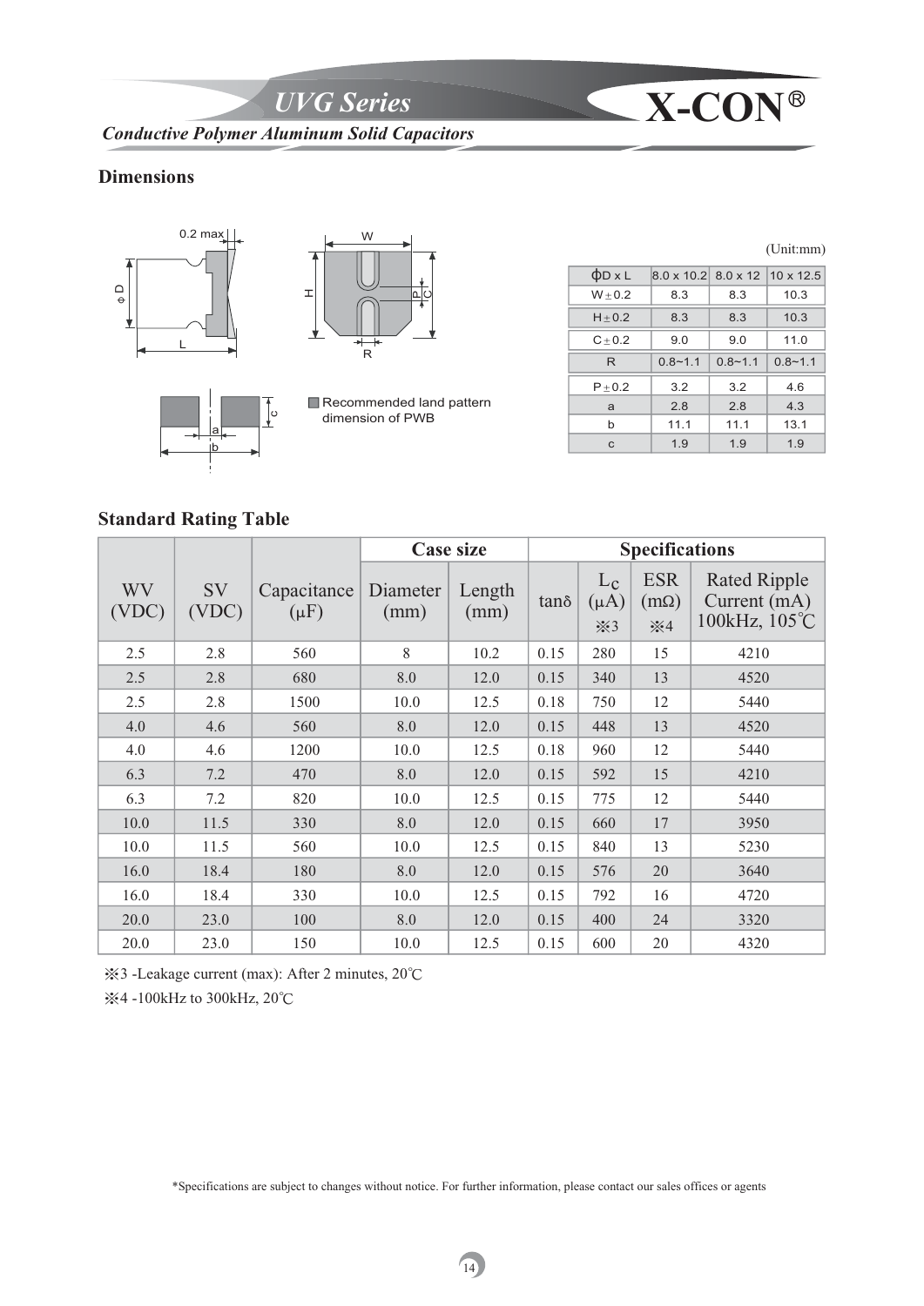## UVG Series

### Conductive Polymer Aluminum Solid Capacitors

## Dimensions

Recommended land pattern dimension of PWB

(Unit:mm)

| ϕD x L | 8.0 x 10.2 | 8.0 x 12 | 10 x 12.5 |
|---|---|---|---|
| W±0.2 | 8.3 | 8.3 | 10.3 |
| H±0.2 | 8.3 | 8.3 | 10.3 |
| C±0.2 | 9.0 | 9.0 | 11.0 |
| R | 0.8~1.1 | 0.8~1.1 | 0.8~1.1 |
| P±0.2 | 3.2 | 3.2 | 4.6 |
| a | 2.8 | 2.8 | 4.3 |
| b | 11.1 | 11.1 | 13.1 |
| c | 1.9 | 1.9 | 1.9 |

## Standard Rating Table

| WV (VDC) | SV (VDC) | Capacitance (μF) | Case size | | Specifications | | | |
|---|---|---|---|---|---|---|---|---|
| | | | Diameter (mm) | Length (mm) | tanδ | $L_C$ (μA) ※3 | ESR (mΩ) ※4 | Rated Ripple Current (mA) 100kHz, 105℃ |
| 2.5 | 2.8 | 560 | 8 | 10.2 | 0.15 | 280 | 15 | 4210 |
| 2.5 | 2.8 | 680 | 8.0 | 12.0 | 0.15 | 340 | 13 | 4520 |
| 2.5 | 2.8 | 1500 | 10.0 | 12.5 | 0.18 | 750 | 12 | 5440 |
| 4.0 | 4.6 | 560 | 8.0 | 12.0 | 0.15 | 448 | 13 | 4520 |
| 4.0 | 4.6 | 1200 | 10.0 | 12.5 | 0.18 | 960 | 12 | 5440 |
| 6.3 | 7.2 | 470 | 8.0 | 12.0 | 0.15 | 592 | 15 | 4210 |
| 6.3 | 7.2 | 820 | 10.0 | 12.5 | 0.15 | 775 | 12 | 5440 |
| 10.0 | 11.5 | 330 | 8.0 | 12.0 | 0.15 | 660 | 17 | 3950 |
| 10.0 | 11.5 | 560 | 10.0 | 12.5 | 0.15 | 840 | 13 | 5230 |
| 16.0 | 18.4 | 180 | 8.0 | 12.0 | 0.15 | 576 | 20 | 3640 |
| 16.0 | 18.4 | 330 | 10.0 | 12.5 | 0.15 | 792 | 16 | 4720 |
| 20.0 | 23.0 | 100 | 8.0 | 12.0 | 0.15 | 400 | 24 | 3320 |
| 20.0 | 23.0 | 150 | 10.0 | 12.5 | 0.15 | 600 | 20 | 4320 |

※3 -Leakage current (max): After 2 minutes, 20℃

※4 -100kHz to 300kHz, 20℃

*Specifications are subject to changes without notice. For further information, please contact our sales offices or agents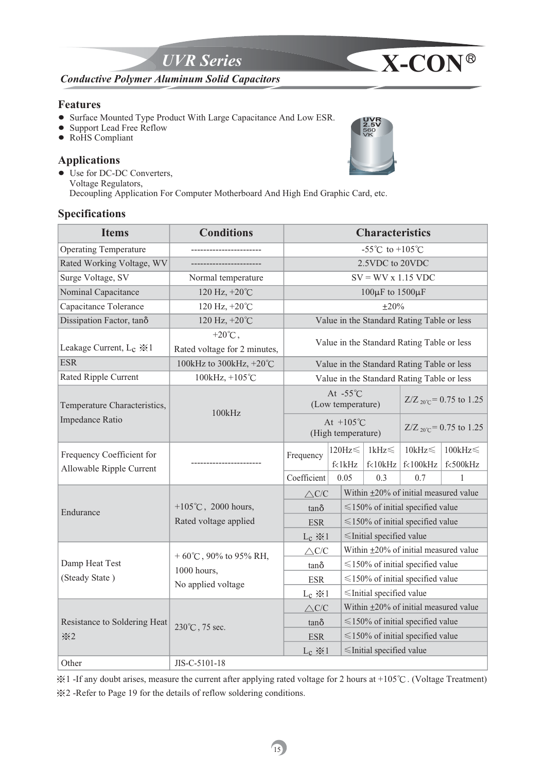# UVR Series

**X-CON®**

***Conductive Polymer Aluminum Solid Capacitors***

## Features

- Surface Mounted Type Product With Large Capacitance And Low ESR.
- Support Lead Free Reflow
- RoHS Compliant

## Applications

- Use for DC-DC Converters,
  Voltage Regulators,
  Decoupling Application For Computer Motherboard And High End Graphic Card, etc.

## Specifications

| Items | Conditions | Characteristics | | | | |
|---|---|---|---|---|---|---|
| Operating Temperature | ----------------------- | -55℃ to +105℃ | | | | |
| Rated Working Voltage, WV | ----------------------- | 2.5VDC to 20VDC | | | | |
| Surge Voltage, SV | Normal temperature | SV = WV x 1.15 VDC | | | | |
| Nominal Capacitance | 120 Hz, +20℃ | 100μF to 1500μF | | | | |
| Capacitance Tolerance | 120 Hz, +20℃ | ±20% | | | | |
| Dissipation Factor, tanδ | 120 Hz, +20℃ | Value in the Standard Rating Table or less | | | | |
| Leakage Current, $L_C$ ※1 | +20℃, Rated voltage for 2 minutes, | Value in the Standard Rating Table or less | | | | |
| ESR | 100kHz to 300kHz, +20℃ | Value in the Standard Rating Table or less | | | | |
| Rated Ripple Current | 100kHz, +105℃ | Value in the Standard Rating Table or less | | | | |
| Temperature Characteristics, Impedance Ratio | 100kHz | At -55℃ (Low temperature) | | | $Z/Z_{20℃}$ = 0.75 to 1.25 | |
| | | At +105℃ (High temperature) | | | $Z/Z_{20℃}$ = 0.75 to 1.25 | |
| Frequency Coefficient for Allowable Ripple Current | ----------------------- | Frequency | 120Hz≤ f<1kHz | 1kHz≤ f<10kHz | 10kHz≤ f<100kHz | 100kHz≤ f<500kHz |
| | | Coefficient | 0.05 | 0.3 | 0.7 | 1 |
| Endurance | +105℃, 2000 hours, Rated voltage applied | △C/C | Within ±20% of initial measured value | | | |
| | | tanδ | ≤150% of initial specified value | | | |
| | | ESR | ≤150% of initial specified value | | | |
| | | $L_C$ ※1 | ≤Initial specified value | | | |
| Damp Heat Test (Steady State) | + 60℃, 90% to 95% RH, 1000 hours, No applied voltage | △C/C | Within ±20% of initial measured value | | | |
| | | tanδ | ≤150% of initial specified value | | | |
| | | ESR | ≤150% of initial specified value | | | |
| | | $L_C$ ※1 | ≤Initial specified value | | | |
| Resistance to Soldering Heat ※2 | 230℃, 75 sec. | △C/C | Within ±20% of initial measured value | | | |
| | | tanδ | ≤150% of initial specified value | | | |
| | | ESR | ≤150% of initial specified value | | | |
| | | $L_C$ ※1 | ≤Initial specified value | | | |
| Other | JIS-C-5101-18 | | | | | |

※1 -If any doubt arises, measure the current after applying rated voltage for 2 hours at +105℃. (Voltage Treatment)

※2 -Refer to Page 19 for the details of reflow soldering conditions.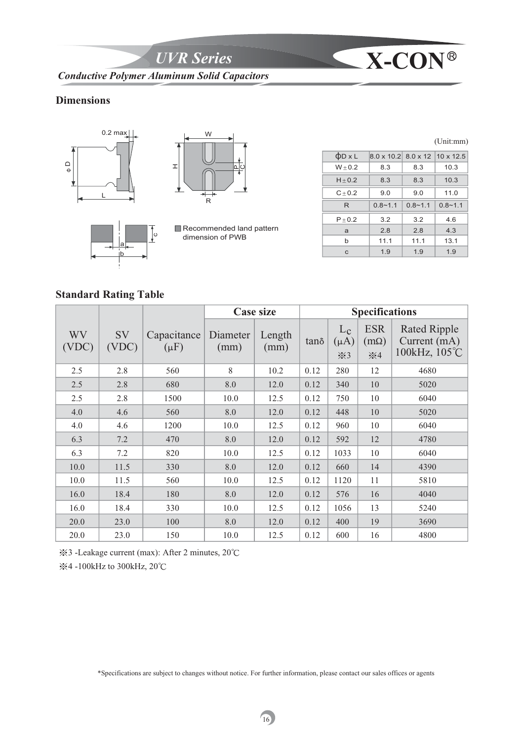# UVR Series

*Conductive Polymer Aluminum Solid Capacitors*

## Dimensions

Recommended land pattern dimension of PWB

(Unit:mm)

| ϕD x L | 8.0 x 10.2 | 8.0 x 12 | 10 x 12.5 |
|---|---|---|---|
| W ± 0.2 | 8.3 | 8.3 | 10.3 |
| H ± 0.2 | 8.3 | 8.3 | 10.3 |
| C ± 0.2 | 9.0 | 9.0 | 11.0 |
| R | 0.8~1.1 | 0.8~1.1 | 0.8~1.1 |
| P ± 0.2 | 3.2 | 3.2 | 4.6 |
| a | 2.8 | 2.8 | 4.3 |
| b | 11.1 | 11.1 | 13.1 |
| c | 1.9 | 1.9 | 1.9 |

## Standard Rating Table

| WV (VDC) | SV (VDC) | Capacitance (μF) | Case size | | Specifications | | | |
|---|---|---|---|---|---|---|---|---|
| | | | Diameter (mm) | Length (mm) | tanδ | $L_C$ (μA) ※3 | ESR (mΩ) ※4 | Rated Ripple Current (mA) 100kHz, 105℃ |
| 2.5 | 2.8 | 560 | 8 | 10.2 | 0.12 | 280 | 12 | 4680 |
| 2.5 | 2.8 | 680 | 8.0 | 12.0 | 0.12 | 340 | 10 | 5020 |
| 2.5 | 2.8 | 1500 | 10.0 | 12.5 | 0.12 | 750 | 10 | 6040 |
| 4.0 | 4.6 | 560 | 8.0 | 12.0 | 0.12 | 448 | 10 | 5020 |
| 4.0 | 4.6 | 1200 | 10.0 | 12.5 | 0.12 | 960 | 10 | 6040 |
| 6.3 | 7.2 | 470 | 8.0 | 12.0 | 0.12 | 592 | 12 | 4780 |
| 6.3 | 7.2 | 820 | 10.0 | 12.5 | 0.12 | 1033 | 10 | 6040 |
| 10.0 | 11.5 | 330 | 8.0 | 12.0 | 0.12 | 660 | 14 | 4390 |
| 10.0 | 11.5 | 560 | 10.0 | 12.5 | 0.12 | 1120 | 11 | 5810 |
| 16.0 | 18.4 | 180 | 8.0 | 12.0 | 0.12 | 576 | 16 | 4040 |
| 16.0 | 18.4 | 330 | 10.0 | 12.5 | 0.12 | 1056 | 13 | 5240 |
| 20.0 | 23.0 | 100 | 8.0 | 12.0 | 0.12 | 400 | 19 | 3690 |
| 20.0 | 23.0 | 150 | 10.0 | 12.5 | 0.12 | 600 | 16 | 4800 |

※3 -Leakage current (max): After 2 minutes, 20℃

※4 -100kHz to 300kHz, 20℃

*Specifications are subject to changes without notice. For further information, please contact our sales offices or agents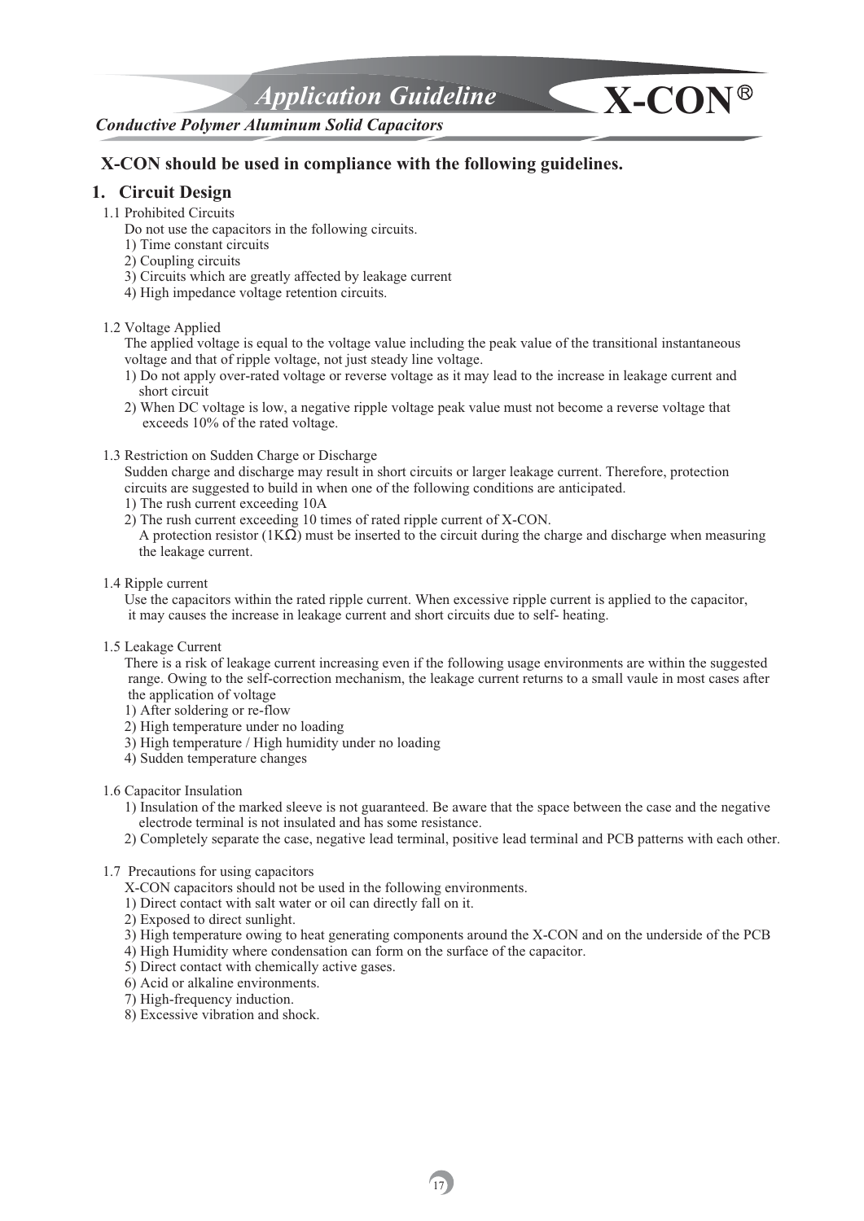**X-CON should be used in compliance with the following guidelines.**

## 1. Circuit Design

1.1 Prohibited Circuits

Do not use the capacitors in the following circuits.

1) Time constant circuits
2) Coupling circuits
3) Circuits which are greatly affected by leakage current
4) High impedance voltage retention circuits.

1.2 Voltage Applied

The applied voltage is equal to the voltage value including the peak value of the transitional instantaneous voltage and that of ripple voltage, not just steady line voltage.

1) Do not apply over-rated voltage or reverse voltage as it may lead to the increase in leakage current and short circuit
2) When DC voltage is low, a negative ripple voltage peak value must not become a reverse voltage that exceeds 10% of the rated voltage.

1.3 Restriction on Sudden Charge or Discharge

Sudden charge and discharge may result in short circuits or larger leakage current. Therefore, protection circuits are suggested to build in when one of the following conditions are anticipated.

1) The rush current exceeding 10A
2) The rush current exceeding 10 times of rated ripple current of X-CON.
   A protection resistor (1KΩ) must be inserted to the circuit during the charge and discharge when measuring the leakage current.

1.4 Ripple current

Use the capacitors within the rated ripple current. When excessive ripple current is applied to the capacitor, it may causes the increase in leakage current and short circuits due to self- heating.

1.5 Leakage Current

There is a risk of leakage current increasing even if the following usage environments are within the suggested range. Owing to the self-correction mechanism, the leakage current returns to a small vaule in most cases after the application of voltage

1) After soldering or re-flow
2) High temperature under no loading
3) High temperature / High humidity under no loading
4) Sudden temperature changes

1.6 Capacitor Insulation

1) Insulation of the marked sleeve is not guaranteed. Be aware that the space between the case and the negative electrode terminal is not insulated and has some resistance.
2) Completely separate the case, negative lead terminal, positive lead terminal and PCB patterns with each other.

1.7 Precautions for using capacitors

X-CON capacitors should not be used in the following environments.

1) Direct contact with salt water or oil can directly fall on it.
2) Exposed to direct sunlight.
3) High temperature owing to heat generating components around the X-CON and on the underside of the PCB
4) High Humidity where condensation can form on the surface of the capacitor.
5) Direct contact with chemically active gases.
6) Acid or alkaline environments.
7) High-frequency induction.
8) Excessive vibration and shock.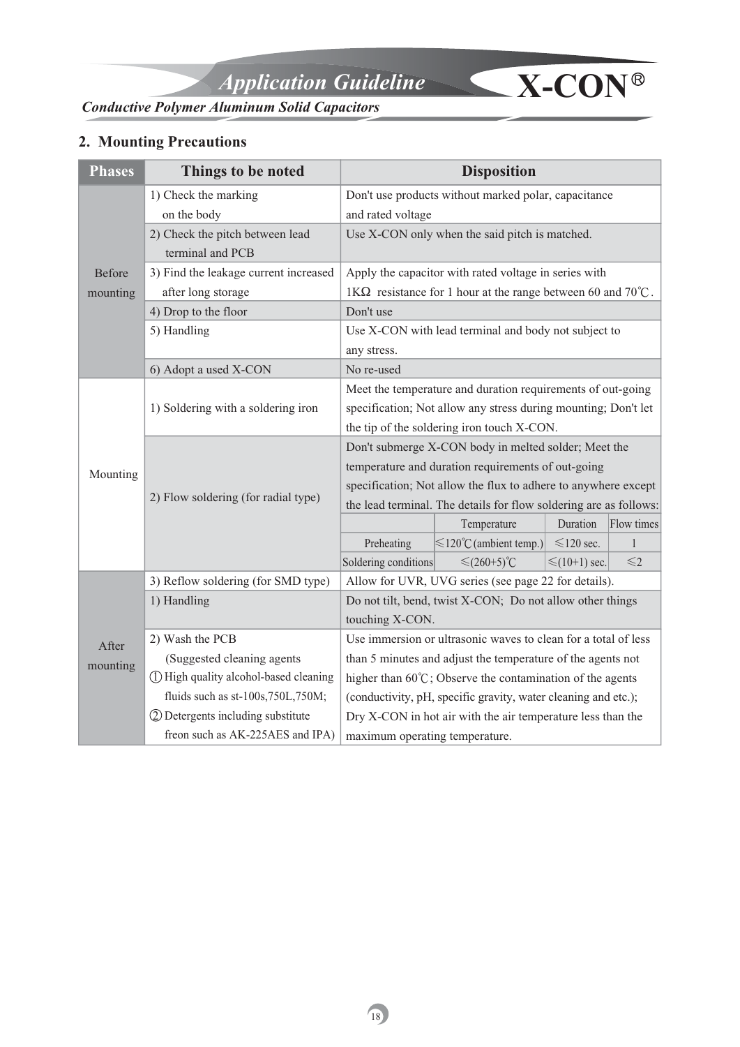## 2. Mounting Precautions

| Phases | Things to be noted | Disposition |
|---|---|---|
| Before mounting | 1) Check the marking on the body | Don't use products without marked polar, capacitance and rated voltage |
| | 2) Check the pitch between lead terminal and PCB | Use X-CON only when the said pitch is matched. |
| | 3) Find the leakage current increased after long storage | Apply the capacitor with rated voltage in series with 1KΩ resistance for 1 hour at the range between 60 and 70℃. |
| | 4) Drop to the floor | Don't use |
| | 5) Handling | Use X-CON with lead terminal and body not subject to any stress. |
| | 6) Adopt a used X-CON | No re-used |
| Mounting | 1) Soldering with a soldering iron | Meet the temperature and duration requirements of out-going specification; Not allow any stress during mounting; Don't let the tip of the soldering iron touch X-CON. |
| | 2) Flow soldering (for radial type) | Don't submerge X-CON body in melted solder; Meet the temperature and duration requirements of out-going specification; Not allow the flux to adhere to anywhere except the lead terminal. The details for flow soldering are as follows: (see table below) |
| | 3) Reflow soldering (for SMD type) | Allow for UVR, UVG series (see page 22 for details). |
| After mounting | 1) Handling | Do not tilt, bend, twist X-CON; Do not allow other things touching X-CON. |
| | 2) Wash the PCB (Suggested cleaning agents ① High quality alcohol-based cleaning fluids such as st-100s,750L,750M; ② Detergents including substitute freon such as AK-225AES and IPA) | Use immersion or ultrasonic waves to clean for a total of less than 5 minutes and adjust the temperature of the agents not higher than 60℃; Observe the contamination of the agents (conductivity, pH, specific gravity, water cleaning and etc.); Dry X-CON in hot air with the air temperature less than the maximum operating temperature. |

Flow soldering details:

| | Temperature | Duration | Flow times |
|---|---|---|---|
| Preheating | ≤120℃ (ambient temp.) | ≤120 sec. | 1 |
| Soldering conditions | ≤(260+5)℃ | ≤(10+1) sec. | ≤2 |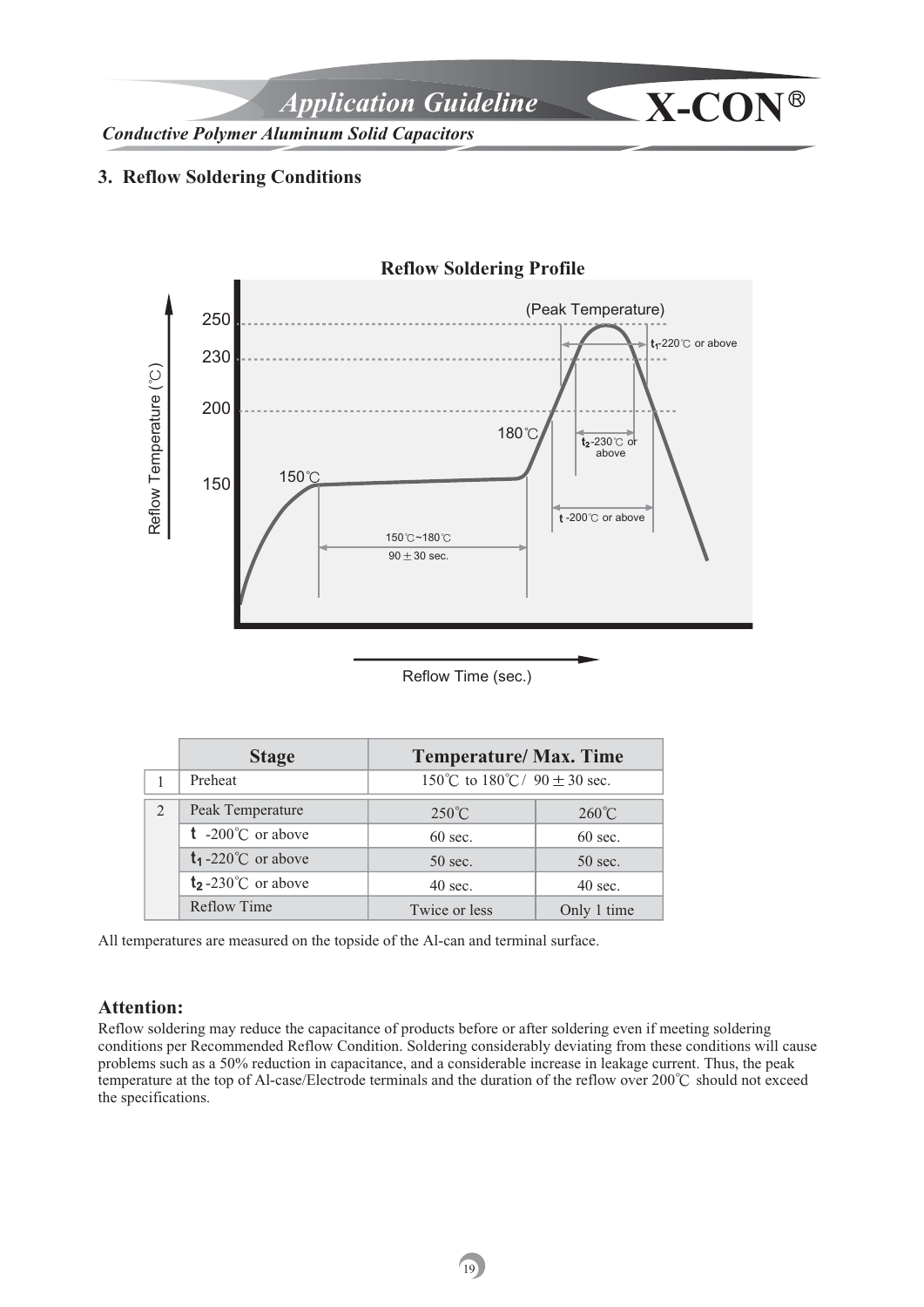## 3. Reflow Soldering Conditions

**Reflow Soldering Profile**

Reflow Temperature (℃)

250 (Peak Temperature)

230

200

150

150℃

180℃

$t_1$-220℃ or above

$t_2$-230℃ or above

t -200℃ or above

150℃~180℃

90 ± 30 sec.

Reflow Time (sec.)

| | Stage | Temperature/ Max. Time | |
|---|---|---|---|
| 1 | Preheat | 150℃ to 180℃/ 90 ± 30 sec. | |
| 2 | Peak Temperature | 250℃ | 260℃ |
| | **t** -200℃ or above | 60 sec. | 60 sec. |
| | $t_1$ -220℃ or above | 50 sec. | 50 sec. |
| | $t_2$ -230℃ or above | 40 sec. | 40 sec. |
| | Reflow Time | Twice or less | Only 1 time |

All temperatures are measured on the topside of the Al-can and terminal surface.

### Attention:

Reflow soldering may reduce the capacitance of products before or after soldering even if meeting soldering conditions per Recommended Reflow Condition. Soldering considerably deviating from these conditions will cause problems such as a 50% reduction in capacitance, and a considerable increase in leakage current. Thus, the peak temperature at the top of Al-case/Electrode terminals and the duration of the reflow over 200℃ should not exceed the specifications.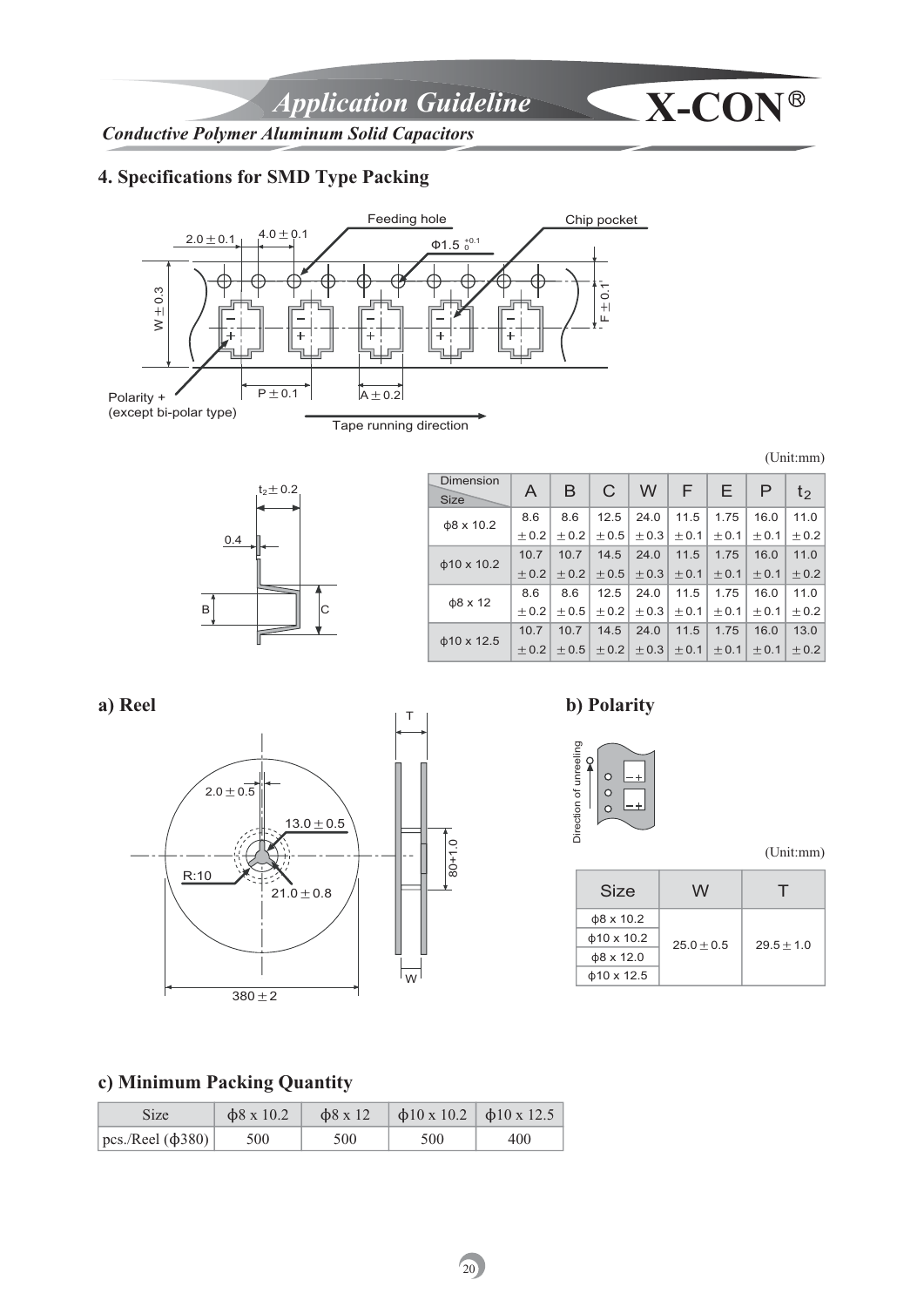## 4. Specifications for SMD Type Packing

(Unit:mm)

| Dimension / Size | A | B | C | W | F | E | P | $t_2$ |
|---|---|---|---|---|---|---|---|---|
| ϕ8 x 10.2 | 8.6 ±0.2 | 8.6 ±0.2 | 12.5 ±0.5 | 24.0 ±0.3 | 11.5 ±0.1 | 1.75 ±0.1 | 16.0 ±0.1 | 11.0 ±0.2 |
| ϕ10 x 10.2 | 10.7 ±0.2 | 10.7 ±0.2 | 14.5 ±0.5 | 24.0 ±0.3 | 11.5 ±0.1 | 1.75 ±0.1 | 16.0 ±0.1 | 11.0 ±0.2 |
| ϕ8 x 12 | 8.6 ±0.2 | 8.6 ±0.5 | 12.5 ±0.2 | 24.0 ±0.3 | 11.5 ±0.1 | 1.75 ±0.1 | 16.0 ±0.1 | 11.0 ±0.2 |
| ϕ10 x 12.5 | 10.7 ±0.2 | 10.7 ±0.5 | 14.5 ±0.2 | 24.0 ±0.3 | 11.5 ±0.1 | 1.75 ±0.1 | 16.0 ±0.1 | 13.0 ±0.2 |

### a) Reel

### b) Polarity

(Unit:mm)

| Size | W | T |
|---|---|---|
| ϕ8 x 10.2 | 25.0±0.5 | 29.5±1.0 |
| ϕ10 x 10.2 | | |
| ϕ8 x 12.0 | | |
| ϕ10 x 12.5 | | |

### c) Minimum Packing Quantity

| Size | ϕ8 x 10.2 | ϕ8 x 12 | ϕ10 x 10.2 | ϕ10 x 12.5 |
|---|---|---|---|---|
| pcs./Reel (ϕ380) | 500 | 500 | 500 | 400 |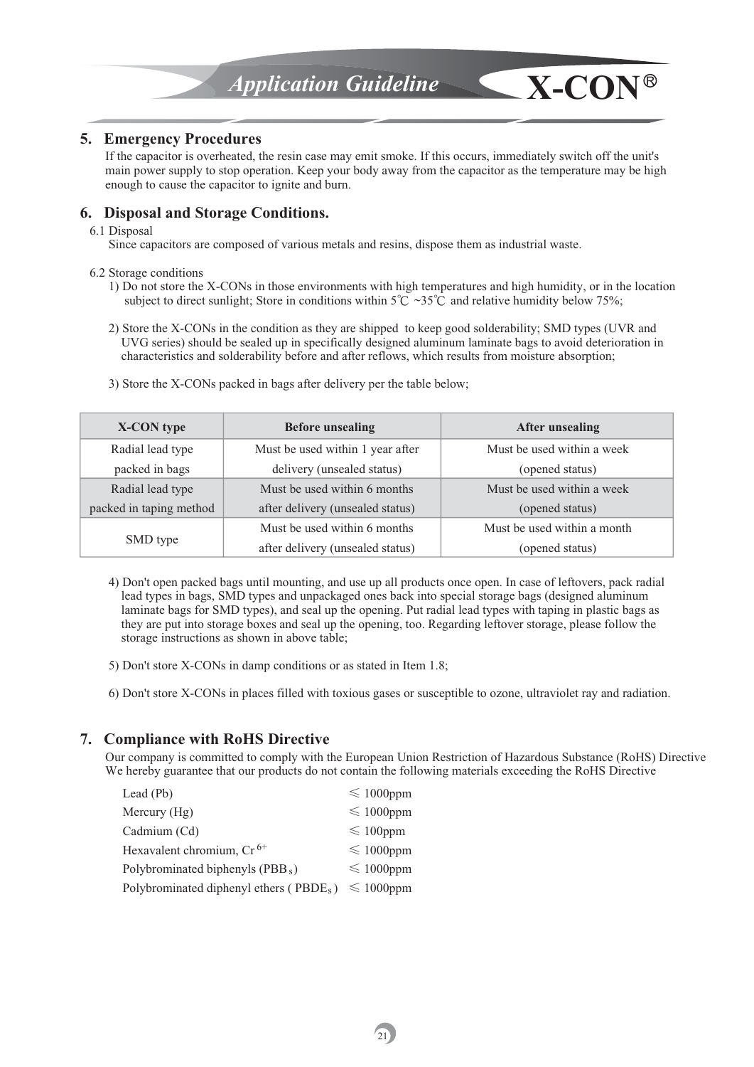## 5. Emergency Procedures

If the capacitor is overheated, the resin case may emit smoke. If this occurs, immediately switch off the unit's main power supply to stop operation. Keep your body away from the capacitor as the temperature may be high enough to cause the capacitor to ignite and burn.

## 6. Disposal and Storage Conditions.

6.1 Disposal

Since capacitors are composed of various metals and resins, dispose them as industrial waste.

6.2 Storage conditions

1) Do not store the X-CONs in those environments with high temperatures and high humidity, or in the location subject to direct sunlight; Store in conditions within 5℃ ~35℃ and relative humidity below 75%;

2) Store the X-CONs in the condition as they are shipped to keep good solderability; SMD types (UVR and UVG series) should be sealed up in specifically designed aluminum laminate bags to avoid deterioration in characteristics and solderability before and after reflows, which results from moisture absorption;

3) Store the X-CONs packed in bags after delivery per the table below;

| X-CON type | Before unsealing | After unsealing |
|---|---|---|
| Radial lead type packed in bags | Must be used within 1 year after delivery (unsealed status) | Must be used within a week (opened status) |
| Radial lead type packed in taping method | Must be used within 6 months after delivery (unsealed status) | Must be used within a week (opened status) |
| SMD type | Must be used within 6 months after delivery (unsealed status) | Must be used within a month (opened status) |

4) Don't open packed bags until mounting, and use up all products once open. In case of leftovers, pack radial lead types in bags, SMD types and unpackaged ones back into special storage bags (designed aluminum laminate bags for SMD types), and seal up the opening. Put radial lead types with taping in plastic bags as they are put into storage boxes and seal up the opening, too. Regarding leftover storage, please follow the storage instructions as shown in above table;

5) Don't store X-CONs in damp conditions or as stated in Item 1.8;

6) Don't store X-CONs in places filled with toxious gases or susceptible to ozone, ultraviolet ray and radiation.

## 7. Compliance with RoHS Directive

Our company is committed to comply with the European Union Restriction of Hazardous Substance (RoHS) Directive We hereby guarantee that our products do not contain the following materials exceeding the RoHS Directive

| | |
|---|---|
| Lead (Pb) | ≤ 1000ppm |
| Mercury (Hg) | ≤ 1000ppm |
| Cadmium (Cd) | ≤ 100ppm |
| Hexavalent chromium, $Cr^{6+}$ | ≤ 1000ppm |
| Polybrominated biphenyls ($PBB_s$) | ≤ 1000ppm |
| Polybrominated diphenyl ethers ( $PBDE_s$ ) | ≤ 1000ppm |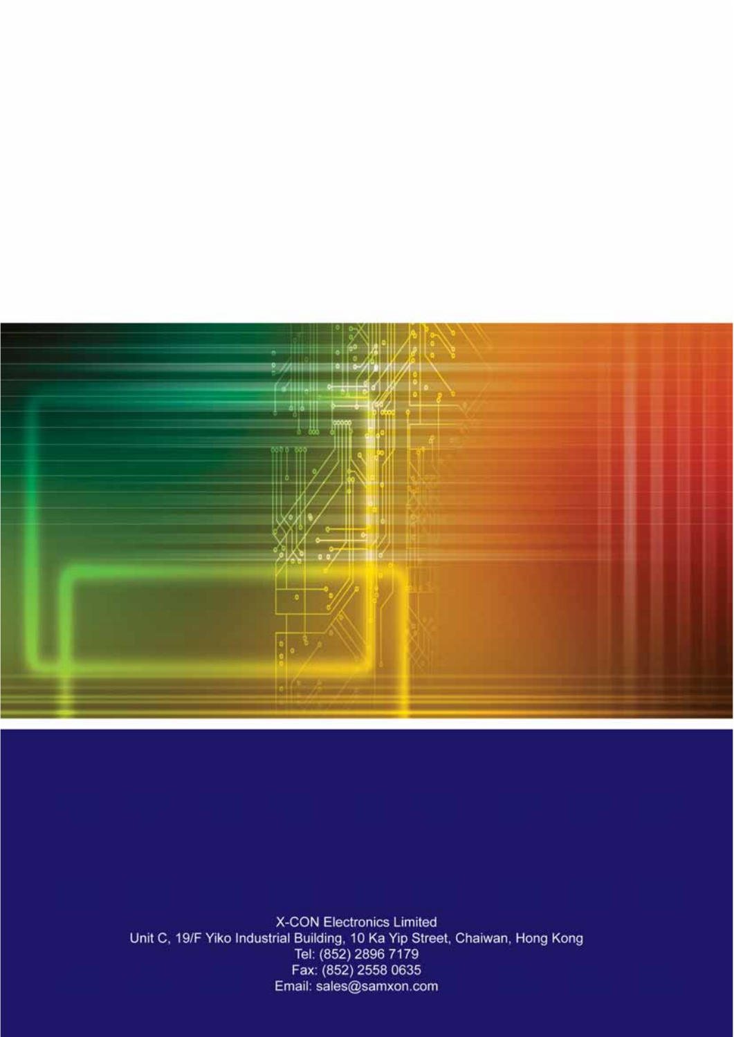X-CON Electronics Limited
Unit C, 19/F Yiko Industrial Building, 10 Ka Yip Street, Chaiwan, Hong Kong
Tel: (852) 2896 7179
Fax: (852) 2558 0635
Email: sales@samxon.com